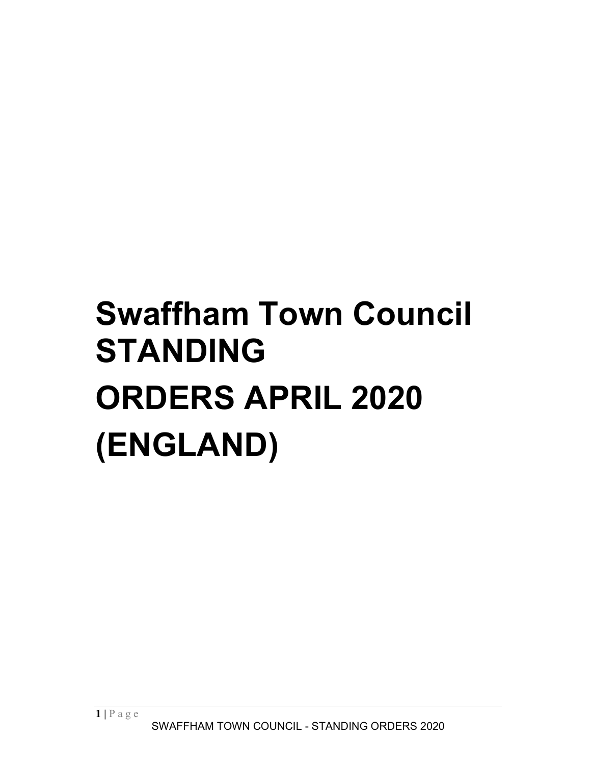# Swaffham Town Council STANDING ORDERS APRIL 2020 (ENGLAND)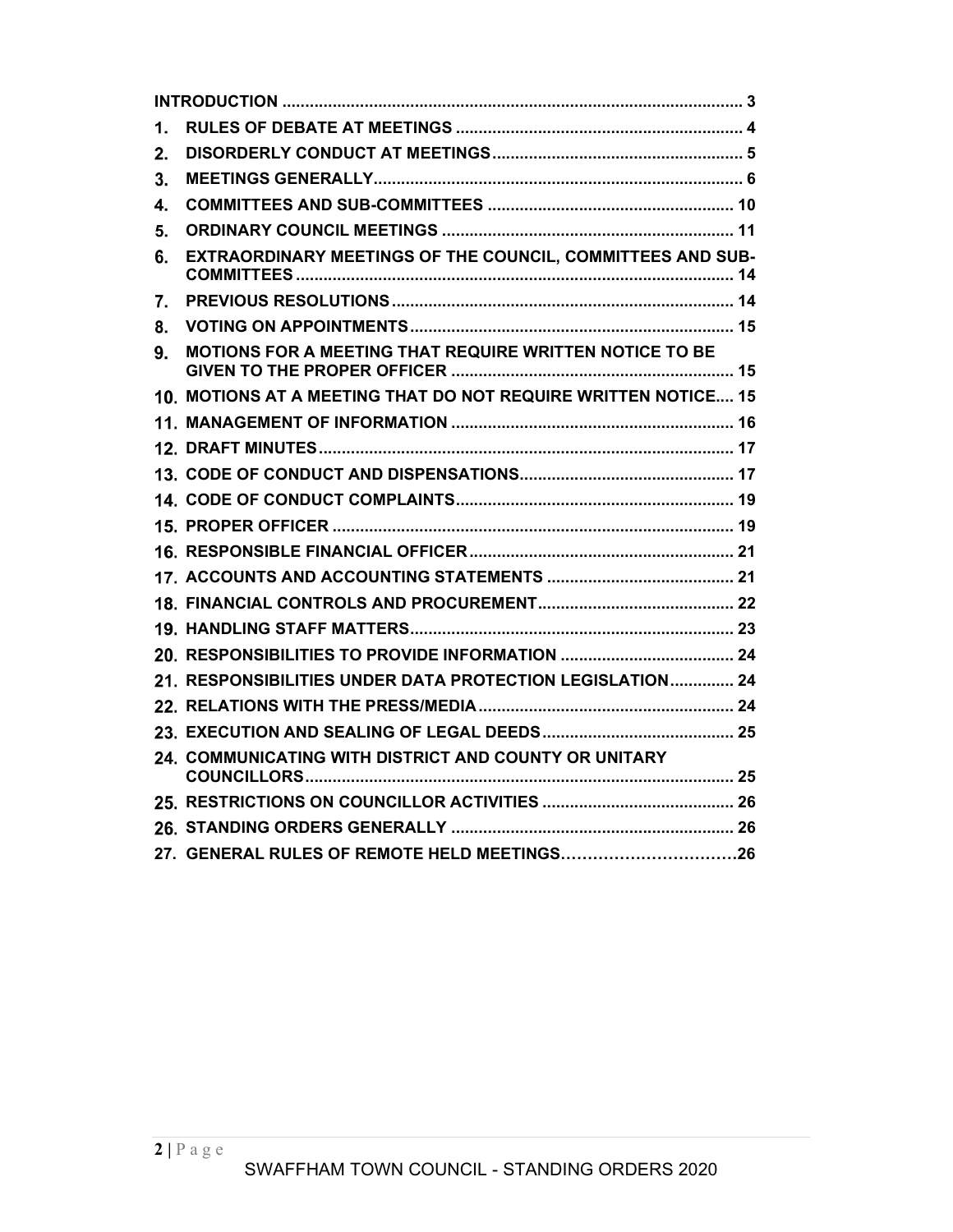| | | |
|---|---|---|
| **INTRODUCTION** | | **3** |
| **1.** | **RULES OF DEBATE AT MEETINGS** | **4** |
| **2.** | **DISORDERLY CONDUCT AT MEETINGS** | **5** |
| **3.** | **MEETINGS GENERALLY** | **6** |
| **4.** | **COMMITTEES AND SUB-COMMITTEES** | **10** |
| **5.** | **ORDINARY COUNCIL MEETINGS** | **11** |
| **6.** | **EXTRAORDINARY MEETINGS OF THE COUNCIL, COMMITTEES AND SUB-COMMITTEES** | **14** |
| **7.** | **PREVIOUS RESOLUTIONS** | **14** |
| **8.** | **VOTING ON APPOINTMENTS** | **15** |
| **9.** | **MOTIONS FOR A MEETING THAT REQUIRE WRITTEN NOTICE TO BE GIVEN TO THE PROPER OFFICER** | **15** |
| **10.** | **MOTIONS AT A MEETING THAT DO NOT REQUIRE WRITTEN NOTICE** | **15** |
| **11.** | **MANAGEMENT OF INFORMATION** | **16** |
| **12.** | **DRAFT MINUTES** | **17** |
| **13.** | **CODE OF CONDUCT AND DISPENSATIONS** | **17** |
| **14.** | **CODE OF CONDUCT COMPLAINTS** | **19** |
| **15.** | **PROPER OFFICER** | **19** |
| **16.** | **RESPONSIBLE FINANCIAL OFFICER** | **21** |
| **17.** | **ACCOUNTS AND ACCOUNTING STATEMENTS** | **21** |
| **18.** | **FINANCIAL CONTROLS AND PROCUREMENT** | **22** |
| **19.** | **HANDLING STAFF MATTERS** | **23** |
| **20.** | **RESPONSIBILITIES TO PROVIDE INFORMATION** | **24** |
| **21.** | **RESPONSIBILITIES UNDER DATA PROTECTION LEGISLATION** | **24** |
| **22.** | **RELATIONS WITH THE PRESS/MEDIA** | **24** |
| **23.** | **EXECUTION AND SEALING OF LEGAL DEEDS** | **25** |
| **24.** | **COMMUNICATING WITH DISTRICT AND COUNTY OR UNITARY COUNCILLORS** | **25** |
| **25.** | **RESTRICTIONS ON COUNCILLOR ACTIVITIES** | **26** |
| **26.** | **STANDING ORDERS GENERALLY** | **26** |
| **27.** | **GENERAL RULES OF REMOTE HELD MEETINGS** | **26** |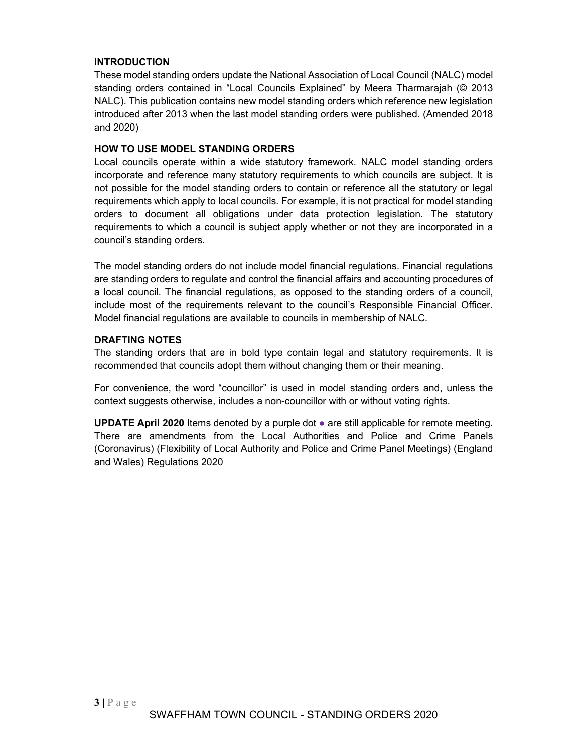## INTRODUCTION

These model standing orders update the National Association of Local Council (NALC) model standing orders contained in "Local Councils Explained" by Meera Tharmarajah (© 2013 NALC). This publication contains new model standing orders which reference new legislation introduced after 2013 when the last model standing orders were published. (Amended 2018 and 2020)

## HOW TO USE MODEL STANDING ORDERS

Local councils operate within a wide statutory framework. NALC model standing orders incorporate and reference many statutory requirements to which councils are subject. It is not possible for the model standing orders to contain or reference all the statutory or legal requirements which apply to local councils. For example, it is not practical for model standing orders to document all obligations under data protection legislation. The statutory requirements to which a council is subject apply whether or not they are incorporated in a council's standing orders.

The model standing orders do not include model financial regulations. Financial regulations are standing orders to regulate and control the financial affairs and accounting procedures of a local council. The financial regulations, as opposed to the standing orders of a council, include most of the requirements relevant to the council's Responsible Financial Officer. Model financial regulations are available to councils in membership of NALC.

## DRAFTING NOTES

The standing orders that are in bold type contain legal and statutory requirements. It is recommended that councils adopt them without changing them or their meaning.

For convenience, the word "councillor" is used in model standing orders and, unless the context suggests otherwise, includes a non-councillor with or without voting rights.

**UPDATE April 2020** Items denoted by a purple dot ● are still applicable for remote meeting. There are amendments from the Local Authorities and Police and Crime Panels (Coronavirus) (Flexibility of Local Authority and Police and Crime Panel Meetings) (England and Wales) Regulations 2020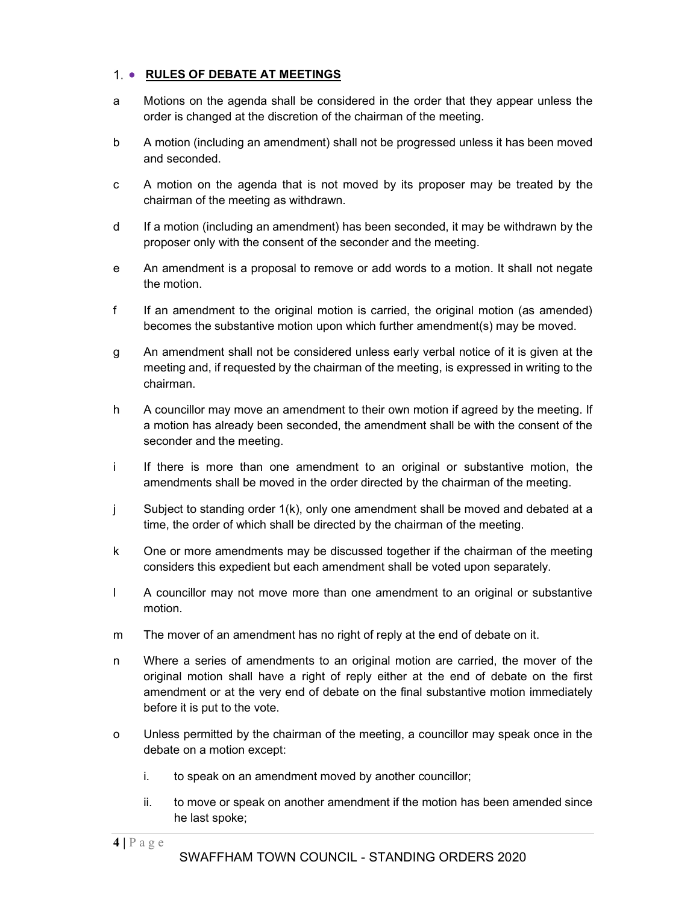## 1. RULES OF DEBATE AT MEETINGS

a Motions on the agenda shall be considered in the order that they appear unless the order is changed at the discretion of the chairman of the meeting.

b A motion (including an amendment) shall not be progressed unless it has been moved and seconded.

c A motion on the agenda that is not moved by its proposer may be treated by the chairman of the meeting as withdrawn.

d If a motion (including an amendment) has been seconded, it may be withdrawn by the proposer only with the consent of the seconder and the meeting.

e An amendment is a proposal to remove or add words to a motion. It shall not negate the motion.

f If an amendment to the original motion is carried, the original motion (as amended) becomes the substantive motion upon which further amendment(s) may be moved.

g An amendment shall not be considered unless early verbal notice of it is given at the meeting and, if requested by the chairman of the meeting, is expressed in writing to the chairman.

h A councillor may move an amendment to their own motion if agreed by the meeting. If a motion has already been seconded, the amendment shall be with the consent of the seconder and the meeting.

i If there is more than one amendment to an original or substantive motion, the amendments shall be moved in the order directed by the chairman of the meeting.

j Subject to standing order 1(k), only one amendment shall be moved and debated at a time, the order of which shall be directed by the chairman of the meeting.

k One or more amendments may be discussed together if the chairman of the meeting considers this expedient but each amendment shall be voted upon separately.

l A councillor may not move more than one amendment to an original or substantive motion.

m The mover of an amendment has no right of reply at the end of debate on it.

n Where a series of amendments to an original motion are carried, the mover of the original motion shall have a right of reply either at the end of debate on the first amendment or at the very end of debate on the final substantive motion immediately before it is put to the vote.

o Unless permitted by the chairman of the meeting, a councillor may speak once in the debate on a motion except:

   i. to speak on an amendment moved by another councillor;

   ii. to move or speak on another amendment if the motion has been amended since he last spoke;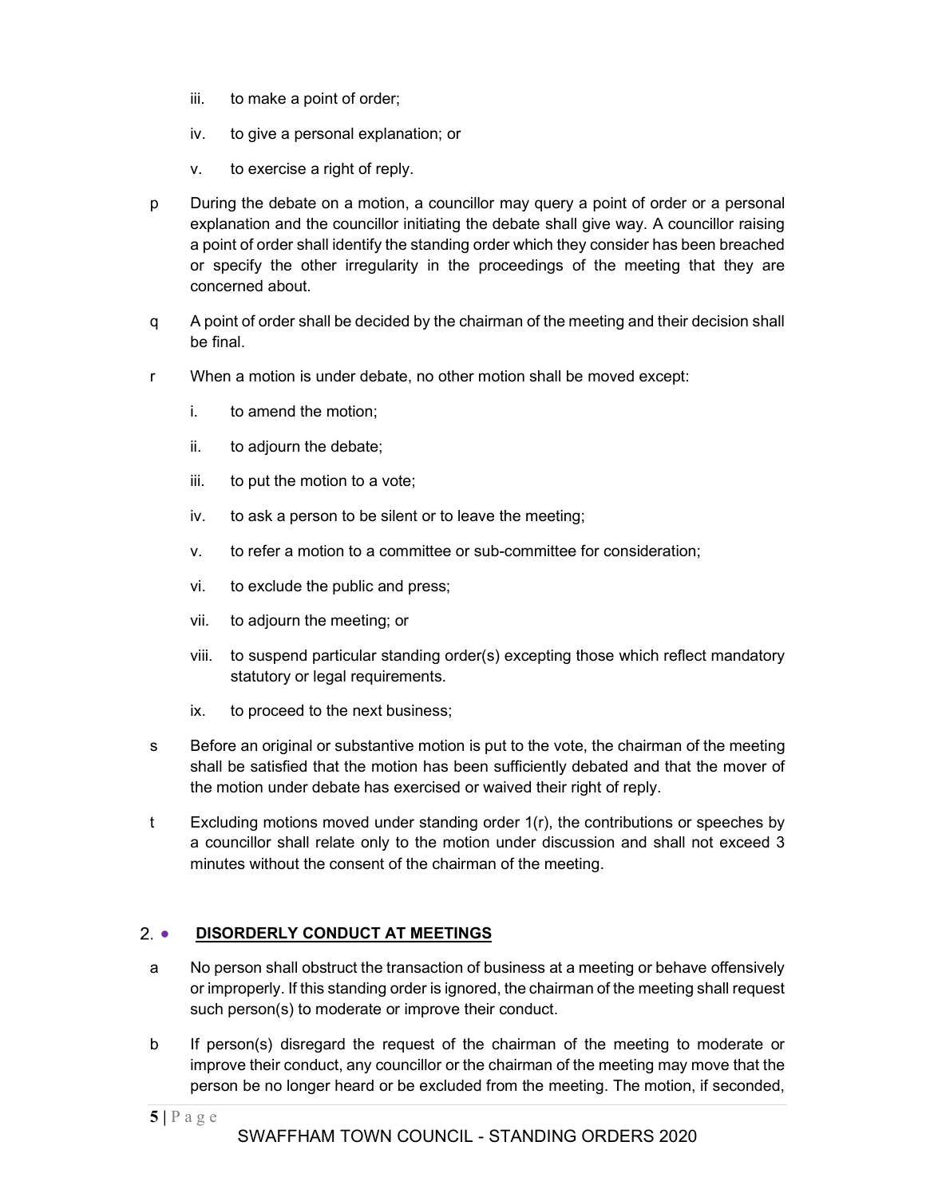iii. to make a point of order;

iv. to give a personal explanation; or

v. to exercise a right of reply.

p During the debate on a motion, a councillor may query a point of order or a personal explanation and the councillor initiating the debate shall give way. A councillor raising a point of order shall identify the standing order which they consider has been breached or specify the other irregularity in the proceedings of the meeting that they are concerned about.

q A point of order shall be decided by the chairman of the meeting and their decision shall be final.

r When a motion is under debate, no other motion shall be moved except:

i. to amend the motion;

ii. to adjourn the debate;

iii. to put the motion to a vote;

iv. to ask a person to be silent or to leave the meeting;

v. to refer a motion to a committee or sub-committee for consideration;

vi. to exclude the public and press;

vii. to adjourn the meeting; or

viii. to suspend particular standing order(s) excepting those which reflect mandatory statutory or legal requirements.

ix. to proceed to the next business;

s Before an original or substantive motion is put to the vote, the chairman of the meeting shall be satisfied that the motion has been sufficiently debated and that the mover of the motion under debate has exercised or waived their right of reply.

t Excluding motions moved under standing order 1(r), the contributions or speeches by a councillor shall relate only to the motion under discussion and shall not exceed 3 minutes without the consent of the chairman of the meeting.

## 2. **DISORDERLY CONDUCT AT MEETINGS**

a No person shall obstruct the transaction of business at a meeting or behave offensively or improperly. If this standing order is ignored, the chairman of the meeting shall request such person(s) to moderate or improve their conduct.

b If person(s) disregard the request of the chairman of the meeting to moderate or improve their conduct, any councillor or the chairman of the meeting may move that the person be no longer heard or be excluded from the meeting. The motion, if seconded,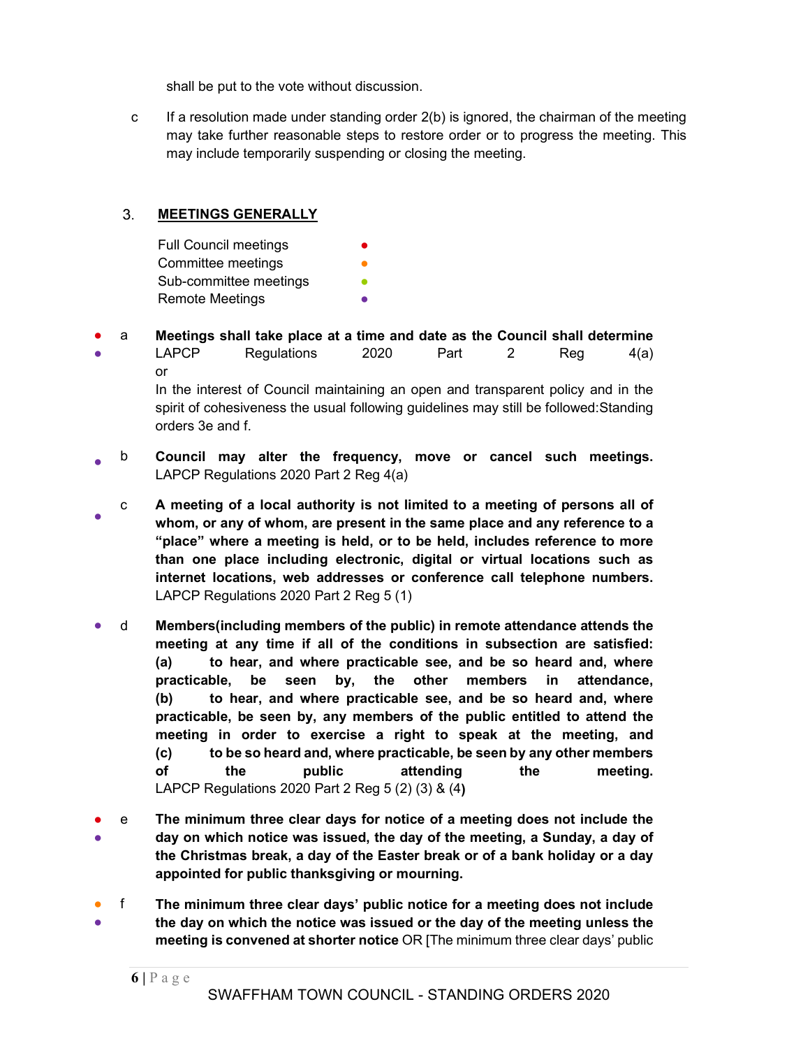shall be put to the vote without discussion.

c If a resolution made under standing order 2(b) is ignored, the chairman of the meeting may take further reasonable steps to restore order or to progress the meeting. This may include temporarily suspending or closing the meeting.

## 3. MEETINGS GENERALLY

| | |
|---|---|
| Full Council meetings | ● |
| Committee meetings | ● |
| Sub-committee meetings | ● |
| Remote Meetings | ● |

● ● a **Meetings shall take place at a time and date as the Council shall determine** LAPCP Regulations 2020 Part 2 Reg 4(a) or In the interest of Council maintaining an open and transparent policy and in the spirit of cohesiveness the usual following guidelines may still be followed:Standing orders 3e and f.

● b **Council may alter the frequency, move or cancel such meetings.** LAPCP Regulations 2020 Part 2 Reg 4(a)

● c **A meeting of a local authority is not limited to a meeting of persons all of whom, or any of whom, are present in the same place and any reference to a "place" where a meeting is held, or to be held, includes reference to more than one place including electronic, digital or virtual locations such as internet locations, web addresses or conference call telephone numbers.** LAPCP Regulations 2020 Part 2 Reg 5 (1)

● d **Members(including members of the public) in remote attendance attends the meeting at any time if all of the conditions in subsection are satisfied: (a) to hear, and where practicable see, and be so heard and, where practicable, be seen by, the other members in attendance, (b) to hear, and where practicable see, and be so heard and, where practicable, be seen by, any members of the public entitled to attend the meeting in order to exercise a right to speak at the meeting, and (c) to be so heard and, where practicable, be seen by any other members of the public attending the meeting.** LAPCP Regulations 2020 Part 2 Reg 5 (2) (3) & (4**)**

● ● e **The minimum three clear days for notice of a meeting does not include the day on which notice was issued, the day of the meeting, a Sunday, a day of the Christmas break, a day of the Easter break or of a bank holiday or a day appointed for public thanksgiving or mourning.**

● ● f **The minimum three clear days' public notice for a meeting does not include the day on which the notice was issued or the day of the meeting unless the meeting is convened at shorter notice** OR [The minimum three clear days' public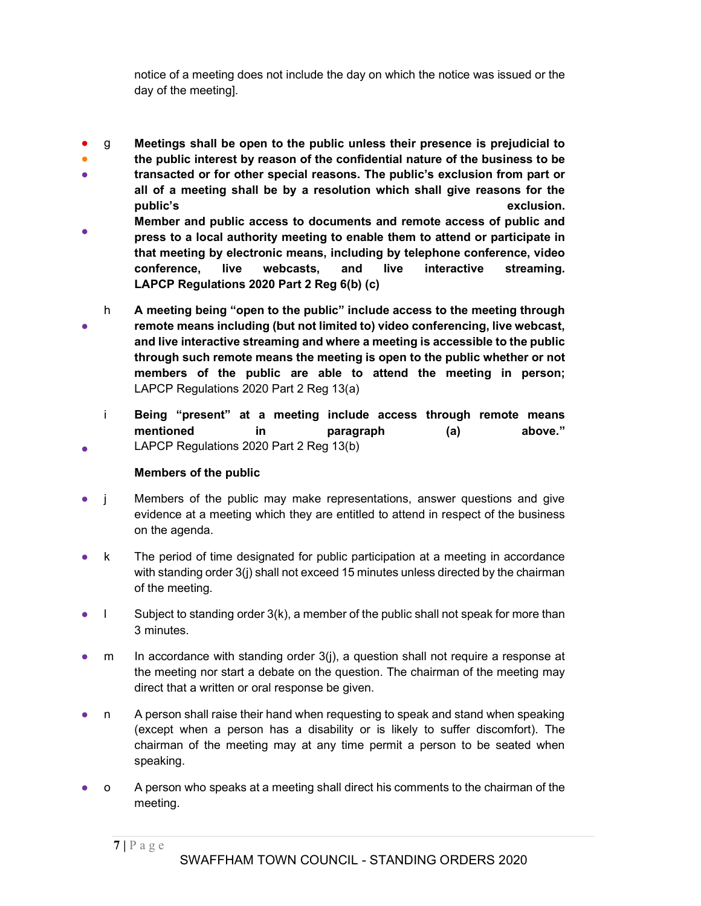notice of a meeting does not include the day on which the notice was issued or the day of the meeting].

g **Meetings shall be open to the public unless their presence is prejudicial to the public interest by reason of the confidential nature of the business to be transacted or for other special reasons. The public's exclusion from part or all of a meeting shall be by a resolution which shall give reasons for the public's exclusion. Member and public access to documents and remote access of public and press to a local authority meeting to enable them to attend or participate in that meeting by electronic means, including by telephone conference, video conference, live webcasts, and live interactive streaming. LAPCP Regulations 2020 Part 2 Reg 6(b) (c)**

h **A meeting being "open to the public" include access to the meeting through remote means including (but not limited to) video conferencing, live webcast, and live interactive streaming and where a meeting is accessible to the public through such remote means the meeting is open to the public whether or not members of the public are able to attend the meeting in person;** LAPCP Regulations 2020 Part 2 Reg 13(a)

i **Being "present" at a meeting include access through remote means mentioned in paragraph (a) above."** LAPCP Regulations 2020 Part 2 Reg 13(b)

**Members of the public**

j Members of the public may make representations, answer questions and give evidence at a meeting which they are entitled to attend in respect of the business on the agenda.

k The period of time designated for public participation at a meeting in accordance with standing order 3(j) shall not exceed 15 minutes unless directed by the chairman of the meeting.

l Subject to standing order 3(k), a member of the public shall not speak for more than 3 minutes.

m In accordance with standing order 3(j), a question shall not require a response at the meeting nor start a debate on the question. The chairman of the meeting may direct that a written or oral response be given.

n A person shall raise their hand when requesting to speak and stand when speaking (except when a person has a disability or is likely to suffer discomfort). The chairman of the meeting may at any time permit a person to be seated when speaking.

o A person who speaks at a meeting shall direct his comments to the chairman of the meeting.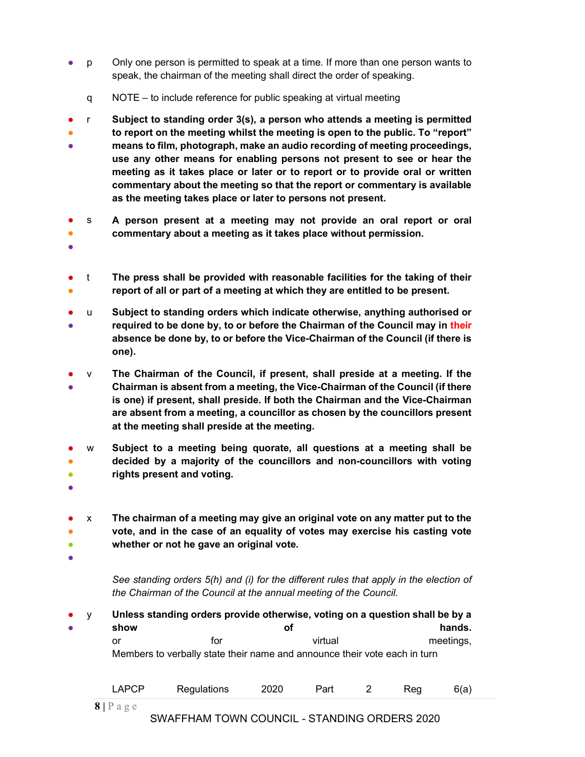- p Only one person is permitted to speak at a time. If more than one person wants to speak, the chairman of the meeting shall direct the order of speaking.

q NOTE – to include reference for public speaking at virtual meeting

- r **Subject to standing order 3(s), a person who attends a meeting is permitted to report on the meeting whilst the meeting is open to the public. To "report" means to film, photograph, make an audio recording of meeting proceedings, use any other means for enabling persons not present to see or hear the meeting as it takes place or later or to report or to provide oral or written commentary about the meeting so that the report or commentary is available as the meeting takes place or later to persons not present.**

- s **A person present at a meeting may not provide an oral report or oral commentary about a meeting as it takes place without permission.**

- t **The press shall be provided with reasonable facilities for the taking of their report of all or part of a meeting at which they are entitled to be present.**

- u **Subject to standing orders which indicate otherwise, anything authorised or required to be done by, to or before the Chairman of the Council may in their absence be done by, to or before the Vice-Chairman of the Council (if there is one).**

- v **The Chairman of the Council, if present, shall preside at a meeting. If the Chairman is absent from a meeting, the Vice-Chairman of the Council (if there is one) if present, shall preside. If both the Chairman and the Vice-Chairman are absent from a meeting, a councillor as chosen by the councillors present at the meeting shall preside at the meeting.**

- w **Subject to a meeting being quorate, all questions at a meeting shall be decided by a majority of the councillors and non-councillors with voting rights present and voting.**

- x **The chairman of a meeting may give an original vote on any matter put to the vote, and in the case of an equality of votes may exercise his casting vote whether or not he gave an original vote.**

  *See standing orders 5(h) and (i) for the different rules that apply in the election of the Chairman of the Council at the annual meeting of the Council.*

- y **Unless standing orders provide otherwise, voting on a question shall be by a show of hands.** or for virtual meetings, Members to verbally state their name and announce their vote each in turn

  LAPCP Regulations 2020 Part 2 Reg 6(a)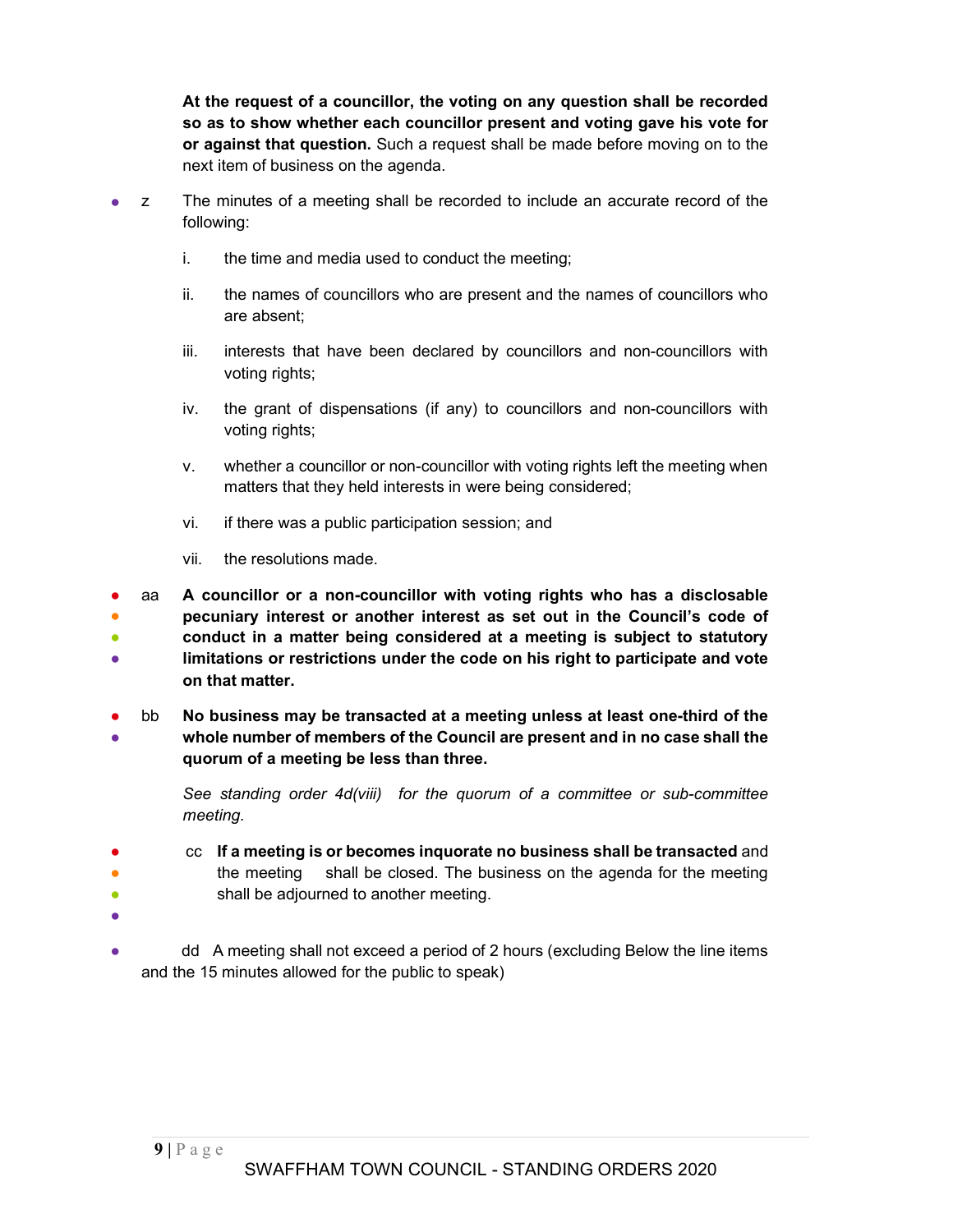**At the request of a councillor, the voting on any question shall be recorded so as to show whether each councillor present and voting gave his vote for or against that question.** Such a request shall be made before moving on to the next item of business on the agenda.

z The minutes of a meeting shall be recorded to include an accurate record of the following:

i. the time and media used to conduct the meeting;

ii. the names of councillors who are present and the names of councillors who are absent;

iii. interests that have been declared by councillors and non-councillors with voting rights;

iv. the grant of dispensations (if any) to councillors and non-councillors with voting rights;

v. whether a councillor or non-councillor with voting rights left the meeting when matters that they held interests in were being considered;

vi. if there was a public participation session; and

vii. the resolutions made.

aa **A councillor or a non-councillor with voting rights who has a disclosable pecuniary interest or another interest as set out in the Council's code of conduct in a matter being considered at a meeting is subject to statutory limitations or restrictions under the code on his right to participate and vote on that matter.**

bb **No business may be transacted at a meeting unless at least one-third of the whole number of members of the Council are present and in no case shall the quorum of a meeting be less than three.**

*See standing order 4d(viii) for the quorum of a committee or sub-committee meeting.*

cc **If a meeting is or becomes inquorate no business shall be transacted** and the meeting shall be closed. The business on the agenda for the meeting shall be adjourned to another meeting.

dd A meeting shall not exceed a period of 2 hours (excluding Below the line items and the 15 minutes allowed for the public to speak)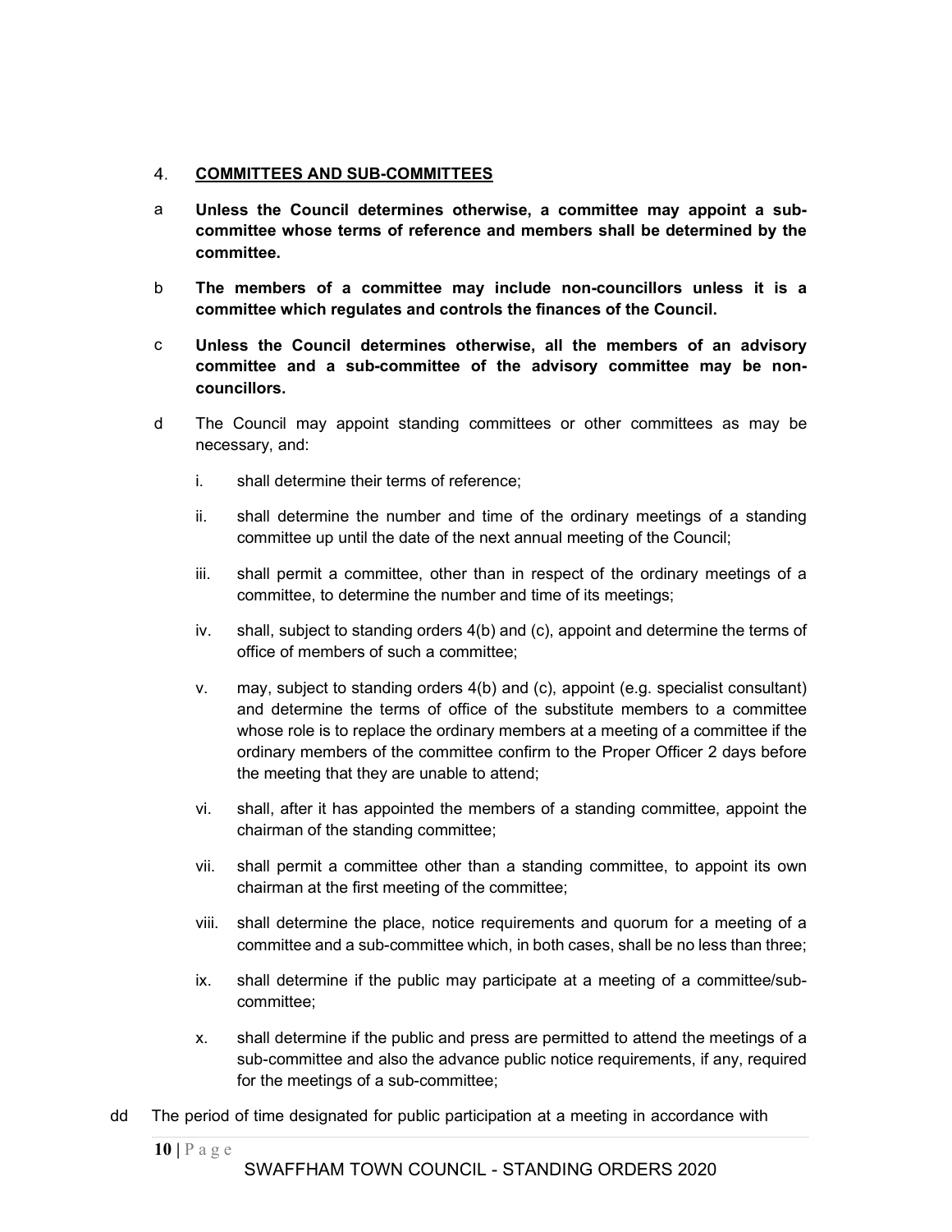## 4. COMMITTEES AND SUB-COMMITTEES

a **Unless the Council determines otherwise, a committee may appoint a sub-committee whose terms of reference and members shall be determined by the committee.**

b **The members of a committee may include non-councillors unless it is a committee which regulates and controls the finances of the Council.**

c **Unless the Council determines otherwise, all the members of an advisory committee and a sub-committee of the advisory committee may be non-councillors.**

d The Council may appoint standing committees or other committees as may be necessary, and:

i. shall determine their terms of reference;

ii. shall determine the number and time of the ordinary meetings of a standing committee up until the date of the next annual meeting of the Council;

iii. shall permit a committee, other than in respect of the ordinary meetings of a committee, to determine the number and time of its meetings;

iv. shall, subject to standing orders 4(b) and (c), appoint and determine the terms of office of members of such a committee;

v. may, subject to standing orders 4(b) and (c), appoint (e.g. specialist consultant) and determine the terms of office of the substitute members to a committee whose role is to replace the ordinary members at a meeting of a committee if the ordinary members of the committee confirm to the Proper Officer 2 days before the meeting that they are unable to attend;

vi. shall, after it has appointed the members of a standing committee, appoint the chairman of the standing committee;

vii. shall permit a committee other than a standing committee, to appoint its own chairman at the first meeting of the committee;

viii. shall determine the place, notice requirements and quorum for a meeting of a committee and a sub-committee which, in both cases, shall be no less than three;

ix. shall determine if the public may participate at a meeting of a committee/sub-committee;

x. shall determine if the public and press are permitted to attend the meetings of a sub-committee and also the advance public notice requirements, if any, required for the meetings of a sub-committee;

dd The period of time designated for public participation at a meeting in accordance with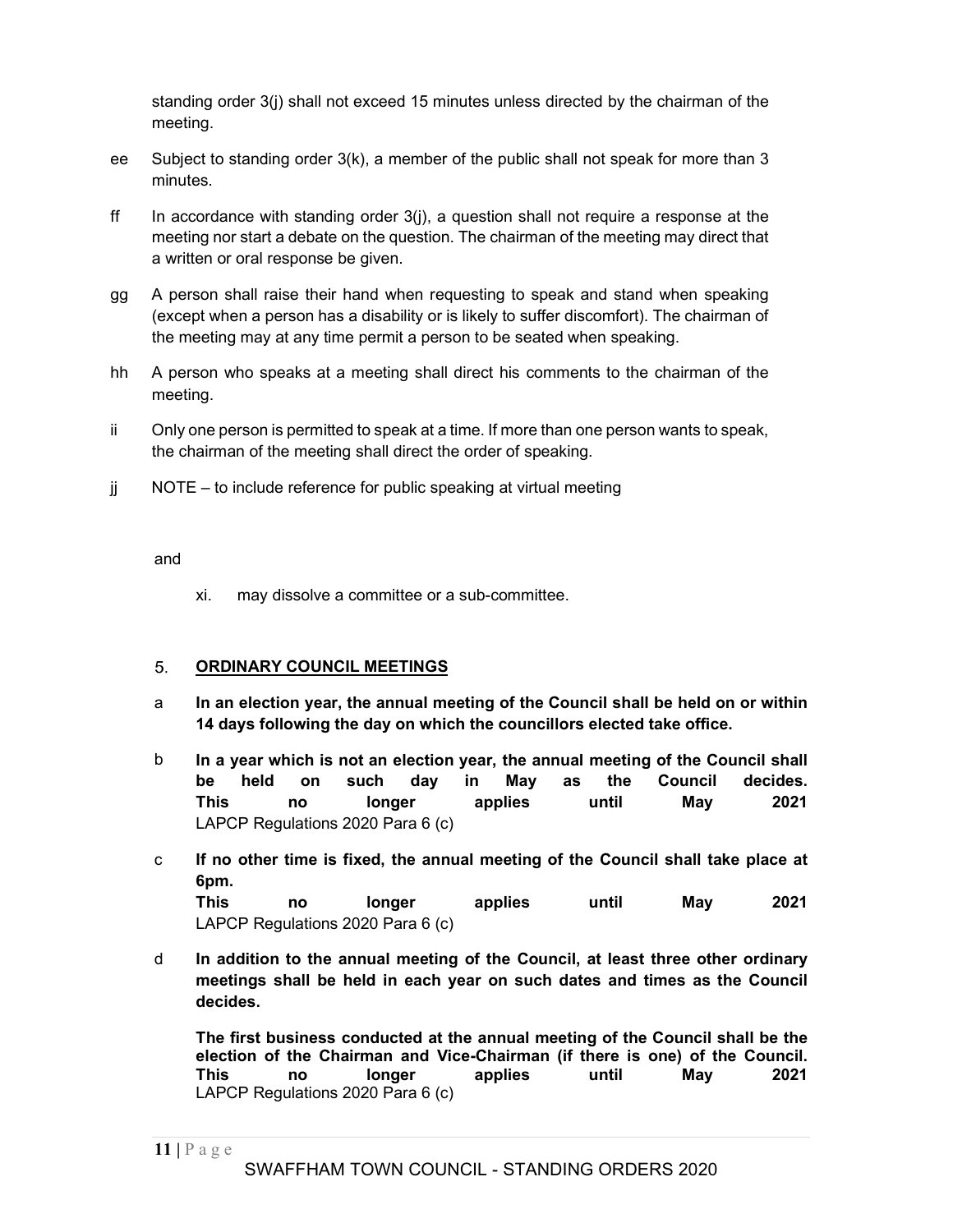standing order 3(j) shall not exceed 15 minutes unless directed by the chairman of the meeting.

ee Subject to standing order 3(k), a member of the public shall not speak for more than 3 minutes.

ff In accordance with standing order 3(j), a question shall not require a response at the meeting nor start a debate on the question. The chairman of the meeting may direct that a written or oral response be given.

gg A person shall raise their hand when requesting to speak and stand when speaking (except when a person has a disability or is likely to suffer discomfort). The chairman of the meeting may at any time permit a person to be seated when speaking.

hh A person who speaks at a meeting shall direct his comments to the chairman of the meeting.

ii Only one person is permitted to speak at a time. If more than one person wants to speak, the chairman of the meeting shall direct the order of speaking.

jj NOTE – to include reference for public speaking at virtual meeting

and

xi. may dissolve a committee or a sub-committee.

## 5. ORDINARY COUNCIL MEETINGS

a **In an election year, the annual meeting of the Council shall be held on or within 14 days following the day on which the councillors elected take office.**

b **In a year which is not an election year, the annual meeting of the Council shall be held on such day in May as the Council decides.**
**This no longer applies until May 2021**
LAPCP Regulations 2020 Para 6 (c)

c **If no other time is fixed, the annual meeting of the Council shall take place at 6pm.**
**This no longer applies until May 2021**
LAPCP Regulations 2020 Para 6 (c)

d **In addition to the annual meeting of the Council, at least three other ordinary meetings shall be held in each year on such dates and times as the Council decides.**

**The first business conducted at the annual meeting of the Council shall be the election of the Chairman and Vice-Chairman (if there is one) of the Council.**
**This no longer applies until May 2021**
LAPCP Regulations 2020 Para 6 (c)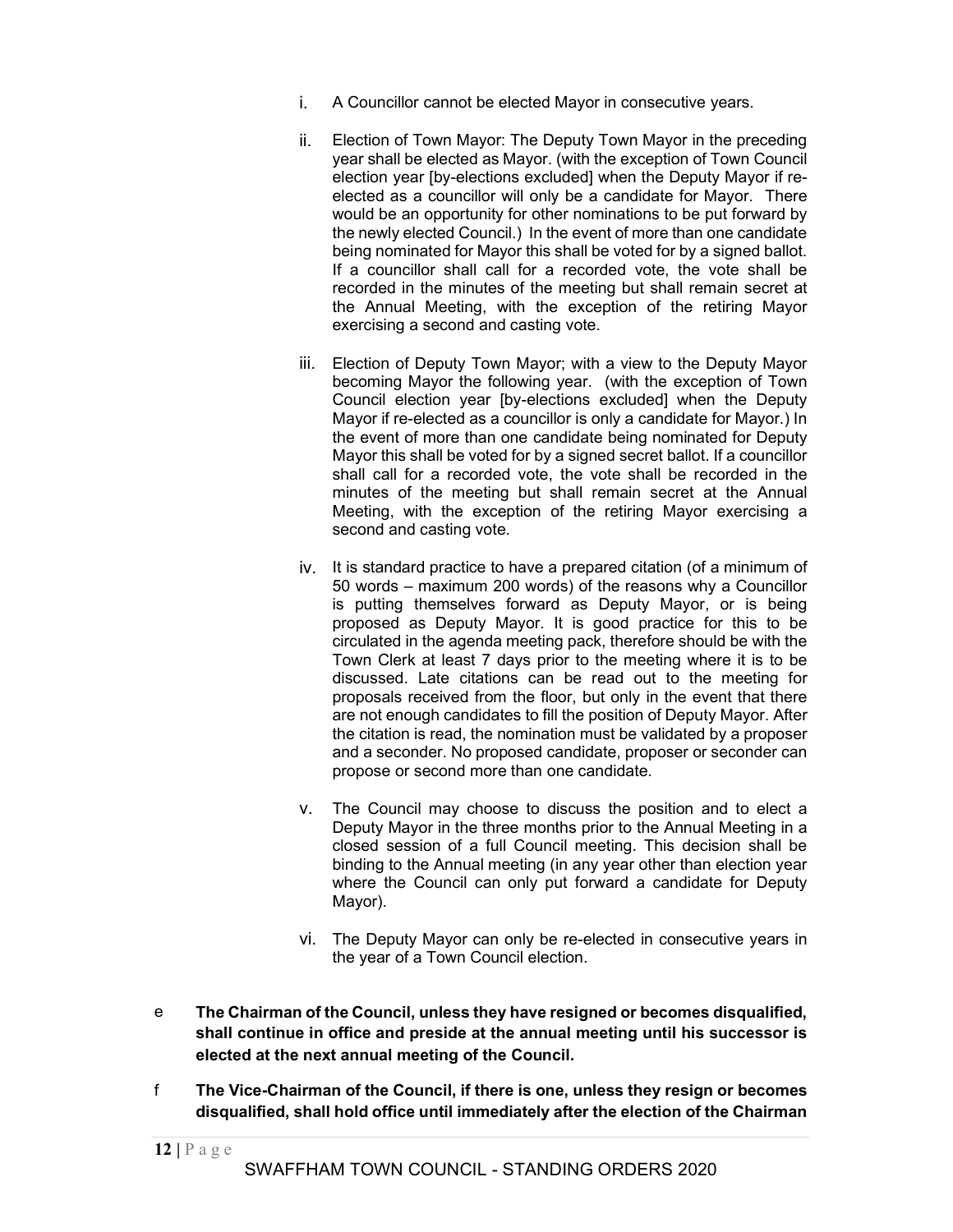i. A Councillor cannot be elected Mayor in consecutive years.

ii. Election of Town Mayor: The Deputy Town Mayor in the preceding year shall be elected as Mayor. (with the exception of Town Council election year [by-elections excluded] when the Deputy Mayor if re-elected as a councillor will only be a candidate for Mayor. There would be an opportunity for other nominations to be put forward by the newly elected Council.) In the event of more than one candidate being nominated for Mayor this shall be voted for by a signed ballot. If a councillor shall call for a recorded vote, the vote shall be recorded in the minutes of the meeting but shall remain secret at the Annual Meeting, with the exception of the retiring Mayor exercising a second and casting vote.

iii. Election of Deputy Town Mayor; with a view to the Deputy Mayor becoming Mayor the following year. (with the exception of Town Council election year [by-elections excluded] when the Deputy Mayor if re-elected as a councillor is only a candidate for Mayor.) In the event of more than one candidate being nominated for Deputy Mayor this shall be voted for by a signed secret ballot. If a councillor shall call for a recorded vote, the vote shall be recorded in the minutes of the meeting but shall remain secret at the Annual Meeting, with the exception of the retiring Mayor exercising a second and casting vote.

iv. It is standard practice to have a prepared citation (of a minimum of 50 words – maximum 200 words) of the reasons why a Councillor is putting themselves forward as Deputy Mayor, or is being proposed as Deputy Mayor. It is good practice for this to be circulated in the agenda meeting pack, therefore should be with the Town Clerk at least 7 days prior to the meeting where it is to be discussed. Late citations can be read out to the meeting for proposals received from the floor, but only in the event that there are not enough candidates to fill the position of Deputy Mayor. After the citation is read, the nomination must be validated by a proposer and a seconder. No proposed candidate, proposer or seconder can propose or second more than one candidate.

v. The Council may choose to discuss the position and to elect a Deputy Mayor in the three months prior to the Annual Meeting in a closed session of a full Council meeting. This decision shall be binding to the Annual meeting (in any year other than election year where the Council can only put forward a candidate for Deputy Mayor).

vi. The Deputy Mayor can only be re-elected in consecutive years in the year of a Town Council election.

e **The Chairman of the Council, unless they have resigned or becomes disqualified, shall continue in office and preside at the annual meeting until his successor is elected at the next annual meeting of the Council.**

f **The Vice-Chairman of the Council, if there is one, unless they resign or becomes disqualified, shall hold office until immediately after the election of the Chairman**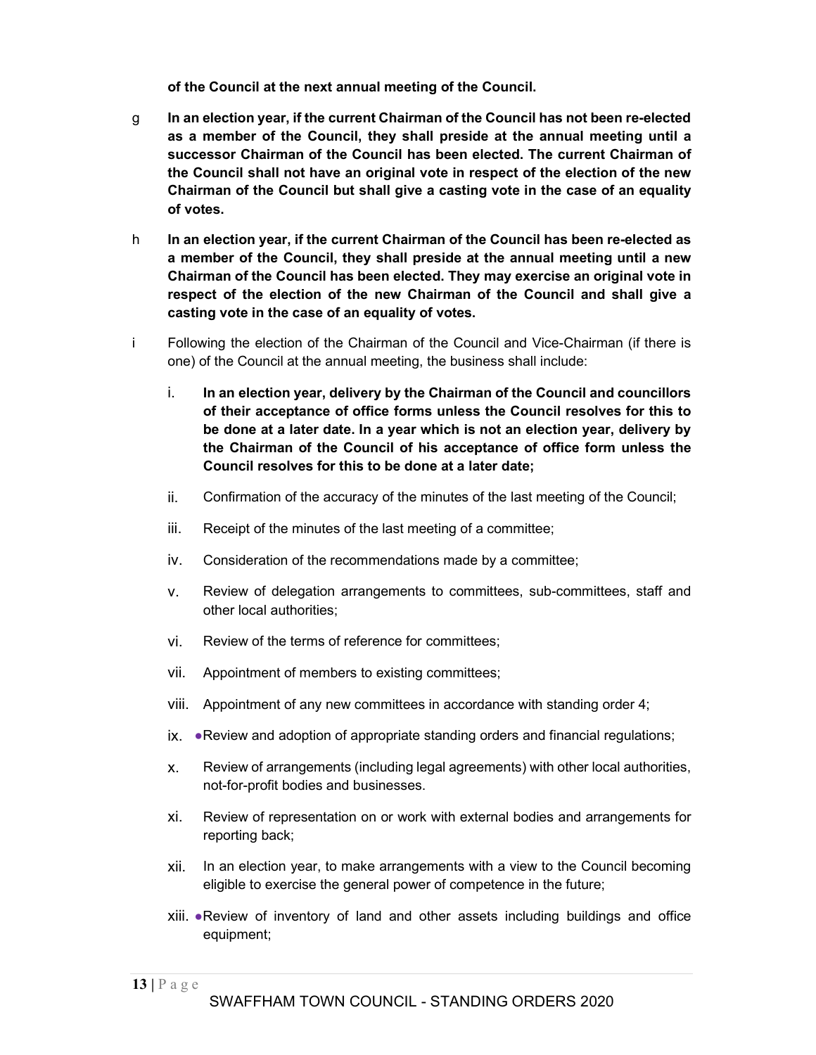**of the Council at the next annual meeting of the Council.**

g **In an election year, if the current Chairman of the Council has not been re-elected as a member of the Council, they shall preside at the annual meeting until a successor Chairman of the Council has been elected. The current Chairman of the Council shall not have an original vote in respect of the election of the new Chairman of the Council but shall give a casting vote in the case of an equality of votes.**

h **In an election year, if the current Chairman of the Council has been re-elected as a member of the Council, they shall preside at the annual meeting until a new Chairman of the Council has been elected. They may exercise an original vote in respect of the election of the new Chairman of the Council and shall give a casting vote in the case of an equality of votes.**

i Following the election of the Chairman of the Council and Vice-Chairman (if there is one) of the Council at the annual meeting, the business shall include:

   i. **In an election year, delivery by the Chairman of the Council and councillors of their acceptance of office forms unless the Council resolves for this to be done at a later date. In a year which is not an election year, delivery by the Chairman of the Council of his acceptance of office form unless the Council resolves for this to be done at a later date;**

   ii. Confirmation of the accuracy of the minutes of the last meeting of the Council;

   iii. Receipt of the minutes of the last meeting of a committee;

   iv. Consideration of the recommendations made by a committee;

   v. Review of delegation arrangements to committees, sub-committees, staff and other local authorities;

   vi. Review of the terms of reference for committees;

   vii. Appointment of members to existing committees;

   viii. Appointment of any new committees in accordance with standing order 4;

   ix. ●Review and adoption of appropriate standing orders and financial regulations;

   x. Review of arrangements (including legal agreements) with other local authorities, not-for-profit bodies and businesses.

   xi. Review of representation on or work with external bodies and arrangements for reporting back;

   xii. In an election year, to make arrangements with a view to the Council becoming eligible to exercise the general power of competence in the future;

   xiii. ●Review of inventory of land and other assets including buildings and office equipment;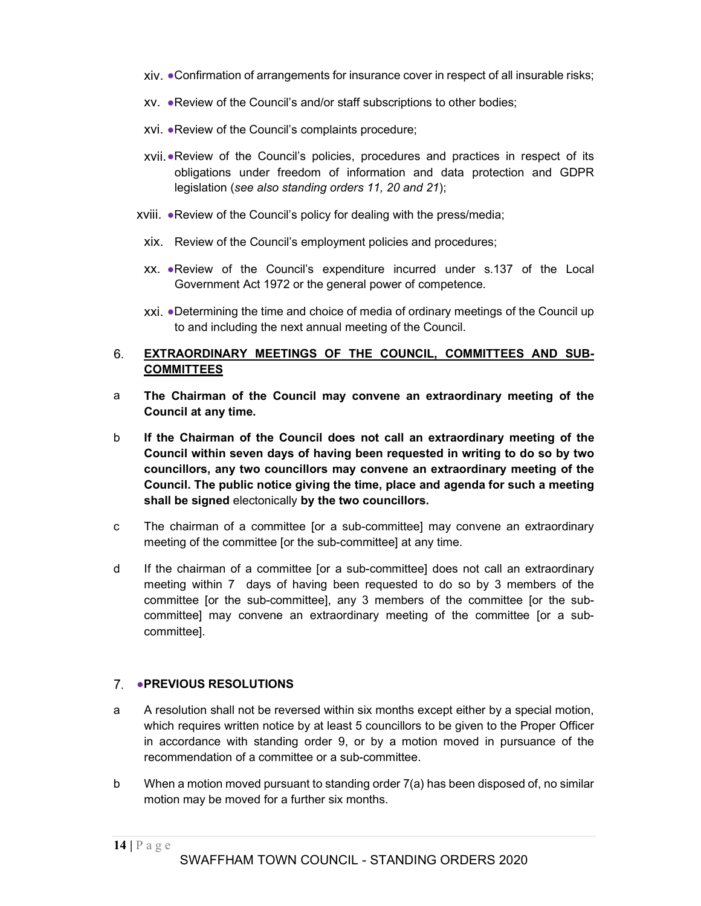xiv. ●Confirmation of arrangements for insurance cover in respect of all insurable risks;

xv. ●Review of the Council's and/or staff subscriptions to other bodies;

xvi. ●Review of the Council's complaints procedure;

xvii. ●Review of the Council's policies, procedures and practices in respect of its obligations under freedom of information and data protection and GDPR legislation (*see also standing orders 11, 20 and 21*);

xviii. ●Review of the Council's policy for dealing with the press/media;

xix. Review of the Council's employment policies and procedures;

xx. ●Review of the Council's expenditure incurred under s.137 of the Local Government Act 1972 or the general power of competence.

xxi. ●Determining the time and choice of media of ordinary meetings of the Council up to and including the next annual meeting of the Council.

## 6. EXTRAORDINARY MEETINGS OF THE COUNCIL, COMMITTEES AND SUB-COMMITTEES

a **The Chairman of the Council may convene an extraordinary meeting of the Council at any time.**

b **If the Chairman of the Council does not call an extraordinary meeting of the Council within seven days of having been requested in writing to do so by two councillors, any two councillors may convene an extraordinary meeting of the Council. The public notice giving the time, place and agenda for such a meeting shall be signed** electonically **by the two councillors.**

c The chairman of a committee [or a sub-committee] may convene an extraordinary meeting of the committee [or the sub-committee] at any time.

d If the chairman of a committee [or a sub-committee] does not call an extraordinary meeting within 7 days of having been requested to do so by 3 members of the committee [or the sub-committee], any 3 members of the committee [or the sub-committee] may convene an extraordinary meeting of the committee [or a sub-committee].

## 7. ●PREVIOUS RESOLUTIONS

a A resolution shall not be reversed within six months except either by a special motion, which requires written notice by at least 5 councillors to be given to the Proper Officer in accordance with standing order 9, or by a motion moved in pursuance of the recommendation of a committee or a sub-committee.

b When a motion moved pursuant to standing order 7(a) has been disposed of, no similar motion may be moved for a further six months.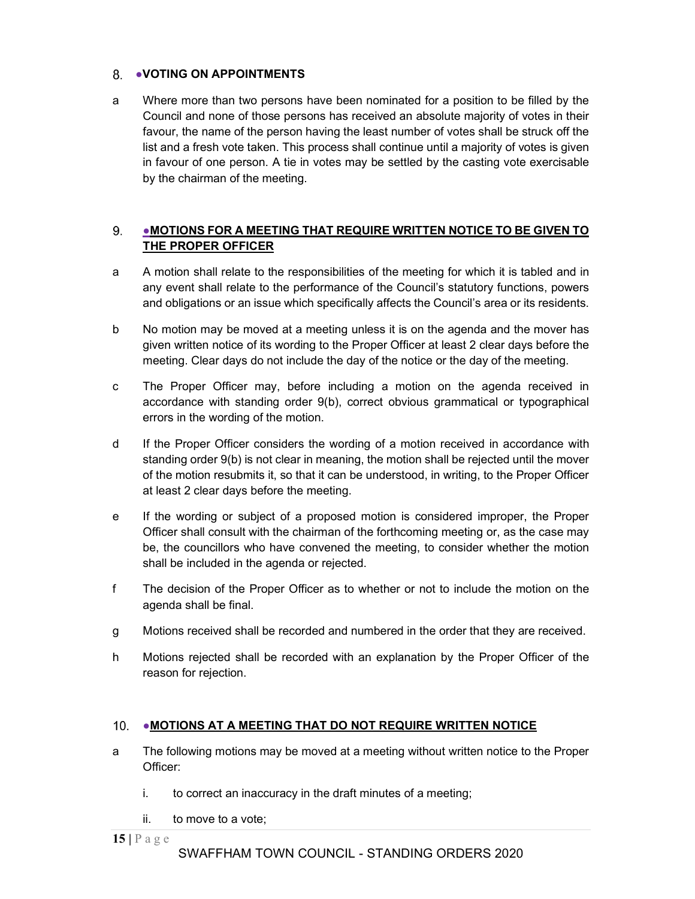## 8. ●VOTING ON APPOINTMENTS

a Where more than two persons have been nominated for a position to be filled by the Council and none of those persons has received an absolute majority of votes in their favour, the name of the person having the least number of votes shall be struck off the list and a fresh vote taken. This process shall continue until a majority of votes is given in favour of one person. A tie in votes may be settled by the casting vote exercisable by the chairman of the meeting.

## 9. ●MOTIONS FOR A MEETING THAT REQUIRE WRITTEN NOTICE TO BE GIVEN TO THE PROPER OFFICER

a A motion shall relate to the responsibilities of the meeting for which it is tabled and in any event shall relate to the performance of the Council's statutory functions, powers and obligations or an issue which specifically affects the Council's area or its residents.

b No motion may be moved at a meeting unless it is on the agenda and the mover has given written notice of its wording to the Proper Officer at least 2 clear days before the meeting. Clear days do not include the day of the notice or the day of the meeting.

c The Proper Officer may, before including a motion on the agenda received in accordance with standing order 9(b), correct obvious grammatical or typographical errors in the wording of the motion.

d If the Proper Officer considers the wording of a motion received in accordance with standing order 9(b) is not clear in meaning, the motion shall be rejected until the mover of the motion resubmits it, so that it can be understood, in writing, to the Proper Officer at least 2 clear days before the meeting.

e If the wording or subject of a proposed motion is considered improper, the Proper Officer shall consult with the chairman of the forthcoming meeting or, as the case may be, the councillors who have convened the meeting, to consider whether the motion shall be included in the agenda or rejected.

f The decision of the Proper Officer as to whether or not to include the motion on the agenda shall be final.

g Motions received shall be recorded and numbered in the order that they are received.

h Motions rejected shall be recorded with an explanation by the Proper Officer of the reason for rejection.

## 10. ●MOTIONS AT A MEETING THAT DO NOT REQUIRE WRITTEN NOTICE

a The following motions may be moved at a meeting without written notice to the Proper Officer:

   i. to correct an inaccuracy in the draft minutes of a meeting;

   ii. to move to a vote;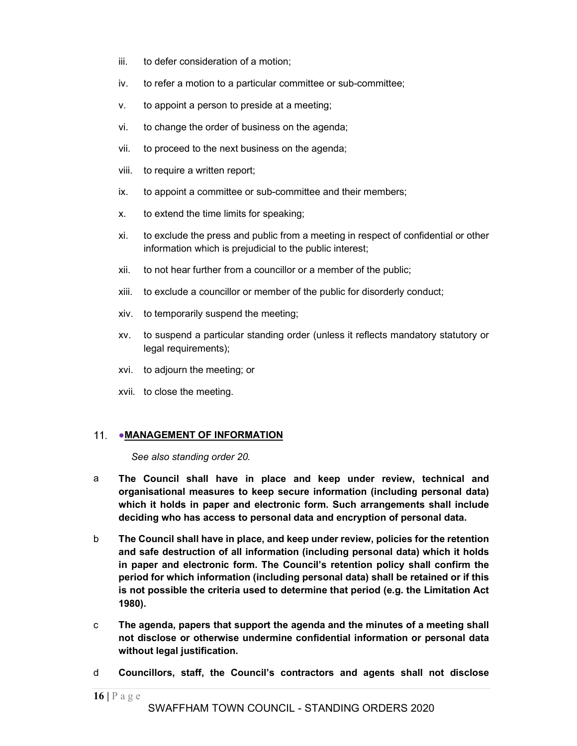iii. to defer consideration of a motion;

iv. to refer a motion to a particular committee or sub-committee;

v. to appoint a person to preside at a meeting;

vi. to change the order of business on the agenda;

vii. to proceed to the next business on the agenda;

viii. to require a written report;

ix. to appoint a committee or sub-committee and their members;

x. to extend the time limits for speaking;

xi. to exclude the press and public from a meeting in respect of confidential or other information which is prejudicial to the public interest;

xii. to not hear further from a councillor or a member of the public;

xiii. to exclude a councillor or member of the public for disorderly conduct;

xiv. to temporarily suspend the meeting;

xv. to suspend a particular standing order (unless it reflects mandatory statutory or legal requirements);

xvi. to adjourn the meeting; or

xvii. to close the meeting.

## 11. ●MANAGEMENT OF INFORMATION

*See also standing order 20.*

a **The Council shall have in place and keep under review, technical and organisational measures to keep secure information (including personal data) which it holds in paper and electronic form. Such arrangements shall include deciding who has access to personal data and encryption of personal data.**

b **The Council shall have in place, and keep under review, policies for the retention and safe destruction of all information (including personal data) which it holds in paper and electronic form. The Council's retention policy shall confirm the period for which information (including personal data) shall be retained or if this is not possible the criteria used to determine that period (e.g. the Limitation Act 1980).**

c **The agenda, papers that support the agenda and the minutes of a meeting shall not disclose or otherwise undermine confidential information or personal data without legal justification.**

d **Councillors, staff, the Council's contractors and agents shall not disclose**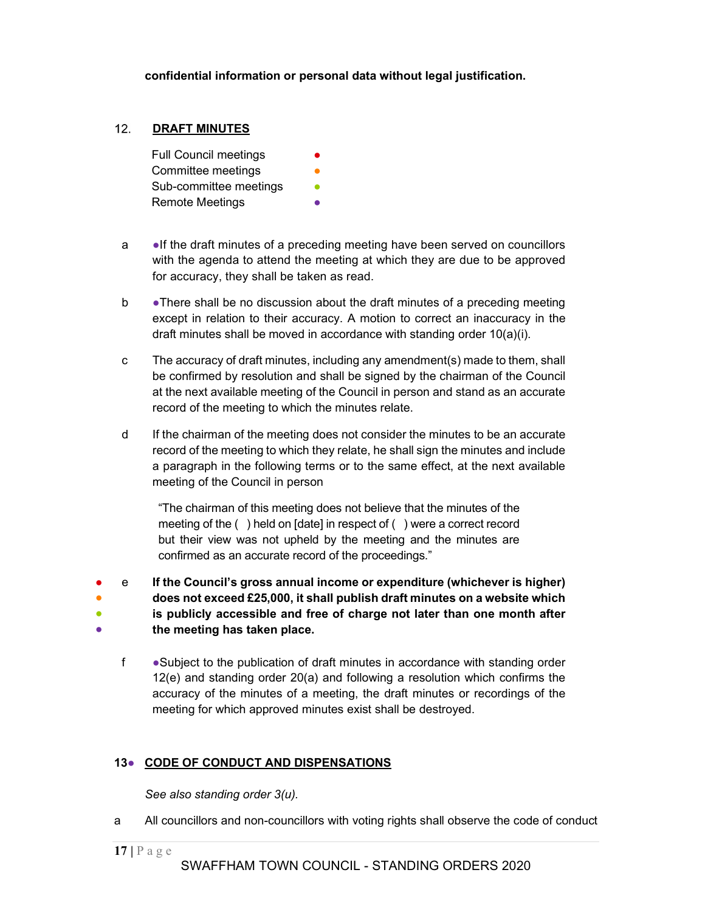**confidential information or personal data without legal justification.**

## 12. DRAFT MINUTES

Full Council meetings ●
Committee meetings ●
Sub-committee meetings ●
Remote Meetings ●

a ●If the draft minutes of a preceding meeting have been served on councillors with the agenda to attend the meeting at which they are due to be approved for accuracy, they shall be taken as read.

b ●There shall be no discussion about the draft minutes of a preceding meeting except in relation to their accuracy. A motion to correct an inaccuracy in the draft minutes shall be moved in accordance with standing order 10(a)(i).

c The accuracy of draft minutes, including any amendment(s) made to them, shall be confirmed by resolution and shall be signed by the chairman of the Council at the next available meeting of the Council in person and stand as an accurate record of the meeting to which the minutes relate.

d If the chairman of the meeting does not consider the minutes to be an accurate record of the meeting to which they relate, he shall sign the minutes and include a paragraph in the following terms or to the same effect, at the next available meeting of the Council in person

> "The chairman of this meeting does not believe that the minutes of the meeting of the ( ) held on [date] in respect of ( ) were a correct record but their view was not upheld by the meeting and the minutes are confirmed as an accurate record of the proceedings."

●●●● e **If the Council's gross annual income or expenditure (whichever is higher) does not exceed £25,000, it shall publish draft minutes on a website which is publicly accessible and free of charge not later than one month after the meeting has taken place.**

f ●Subject to the publication of draft minutes in accordance with standing order 12(e) and standing order 20(a) and following a resolution which confirms the accuracy of the minutes of a meeting, the draft minutes or recordings of the meeting for which approved minutes exist shall be destroyed.

## 13● CODE OF CONDUCT AND DISPENSATIONS

*See also standing order 3(u).*

a All councillors and non-councillors with voting rights shall observe the code of conduct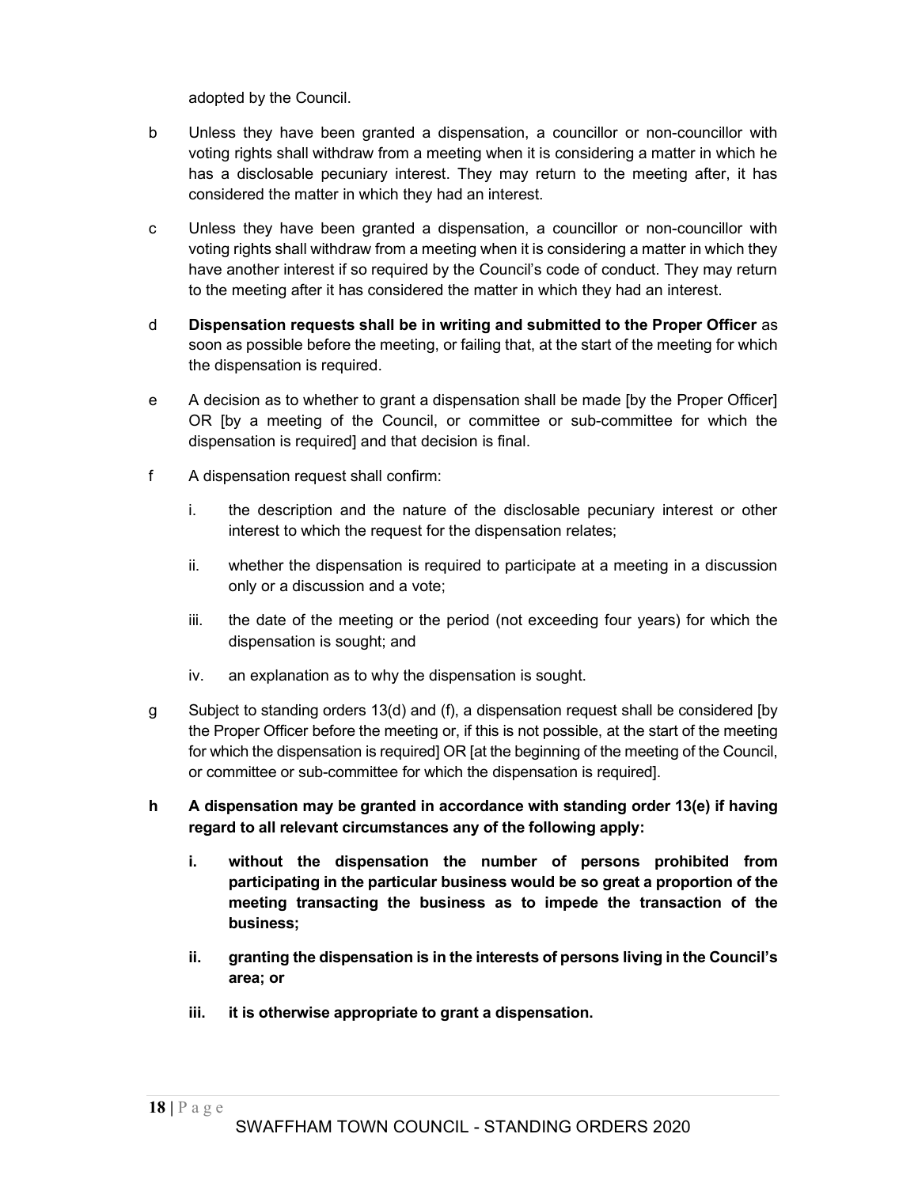adopted by the Council.

b Unless they have been granted a dispensation, a councillor or non-councillor with voting rights shall withdraw from a meeting when it is considering a matter in which he has a disclosable pecuniary interest. They may return to the meeting after, it has considered the matter in which they had an interest.

c Unless they have been granted a dispensation, a councillor or non-councillor with voting rights shall withdraw from a meeting when it is considering a matter in which they have another interest if so required by the Council's code of conduct. They may return to the meeting after it has considered the matter in which they had an interest.

d **Dispensation requests shall be in writing and submitted to the Proper Officer** as soon as possible before the meeting, or failing that, at the start of the meeting for which the dispensation is required.

e A decision as to whether to grant a dispensation shall be made [by the Proper Officer] OR [by a meeting of the Council, or committee or sub-committee for which the dispensation is required] and that decision is final.

f A dispensation request shall confirm:

i. the description and the nature of the disclosable pecuniary interest or other interest to which the request for the dispensation relates;

ii. whether the dispensation is required to participate at a meeting in a discussion only or a discussion and a vote;

iii. the date of the meeting or the period (not exceeding four years) for which the dispensation is sought; and

iv. an explanation as to why the dispensation is sought.

g Subject to standing orders 13(d) and (f), a dispensation request shall be considered [by the Proper Officer before the meeting or, if this is not possible, at the start of the meeting for which the dispensation is required] OR [at the beginning of the meeting of the Council, or committee or sub-committee for which the dispensation is required].

**h A dispensation may be granted in accordance with standing order 13(e) if having regard to all relevant circumstances any of the following apply:**

**i. without the dispensation the number of persons prohibited from participating in the particular business would be so great a proportion of the meeting transacting the business as to impede the transaction of the business;**

**ii. granting the dispensation is in the interests of persons living in the Council's area; or**

**iii. it is otherwise appropriate to grant a dispensation.**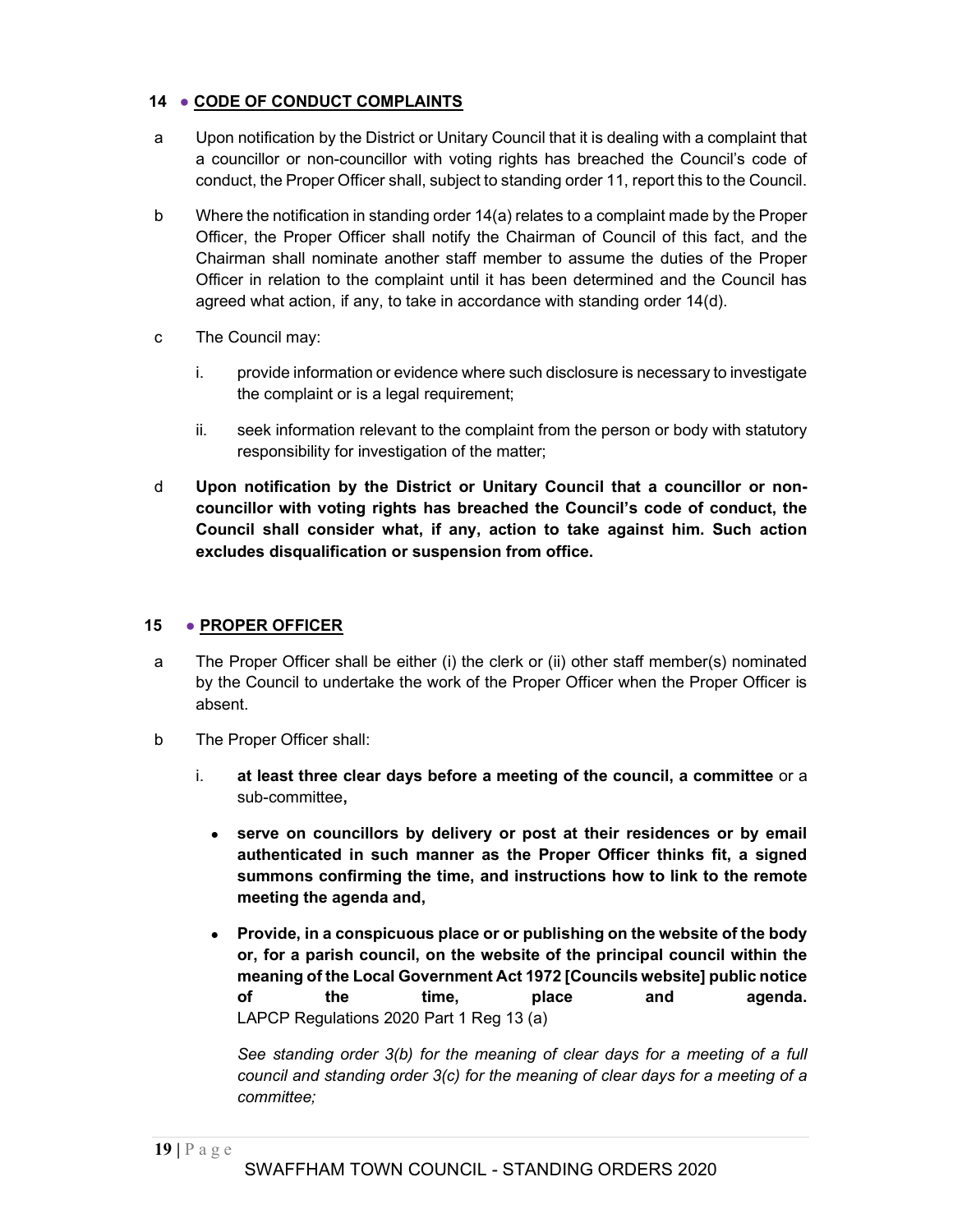## 14 ● CODE OF CONDUCT COMPLAINTS

a Upon notification by the District or Unitary Council that it is dealing with a complaint that a councillor or non-councillor with voting rights has breached the Council's code of conduct, the Proper Officer shall, subject to standing order 11, report this to the Council.

b Where the notification in standing order 14(a) relates to a complaint made by the Proper Officer, the Proper Officer shall notify the Chairman of Council of this fact, and the Chairman shall nominate another staff member to assume the duties of the Proper Officer in relation to the complaint until it has been determined and the Council has agreed what action, if any, to take in accordance with standing order 14(d).

c The Council may:

i. provide information or evidence where such disclosure is necessary to investigate the complaint or is a legal requirement;

ii. seek information relevant to the complaint from the person or body with statutory responsibility for investigation of the matter;

d **Upon notification by the District or Unitary Council that a councillor or non-councillor with voting rights has breached the Council's code of conduct, the Council shall consider what, if any, action to take against him. Such action excludes disqualification or suspension from office.**

## 15 ● PROPER OFFICER

a The Proper Officer shall be either (i) the clerk or (ii) other staff member(s) nominated by the Council to undertake the work of the Proper Officer when the Proper Officer is absent.

b The Proper Officer shall:

i. **at least three clear days before a meeting of the council, a committee** or a sub-committee**,**

- **serve on councillors by delivery or post at their residences or by email authenticated in such manner as the Proper Officer thinks fit, a signed summons confirming the time, and instructions how to link to the remote meeting the agenda and,**

- **Provide, in a conspicuous place or or publishing on the website of the body or, for a parish council, on the website of the principal council within the meaning of the Local Government Act 1972 [Councils website] public notice of the time, place and agenda.** LAPCP Regulations 2020 Part 1 Reg 13 (a)

*See standing order 3(b) for the meaning of clear days for a meeting of a full council and standing order 3(c) for the meaning of clear days for a meeting of a committee;*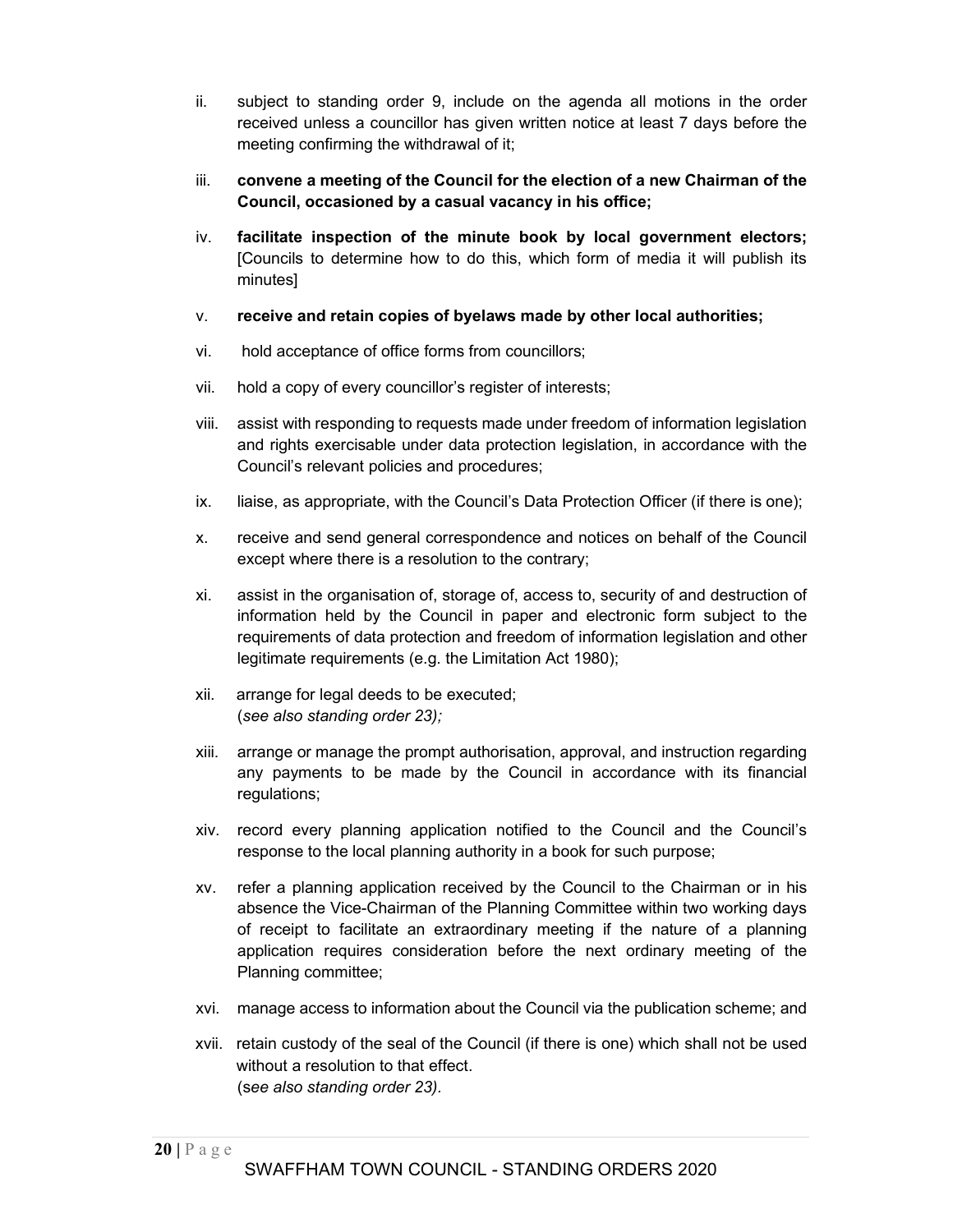ii. subject to standing order 9, include on the agenda all motions in the order received unless a councillor has given written notice at least 7 days before the meeting confirming the withdrawal of it;

iii. **convene a meeting of the Council for the election of a new Chairman of the Council, occasioned by a casual vacancy in his office;**

iv. **facilitate inspection of the minute book by local government electors;** [Councils to determine how to do this, which form of media it will publish its minutes]

v. **receive and retain copies of byelaws made by other local authorities;**

vi. hold acceptance of office forms from councillors;

vii. hold a copy of every councillor's register of interests;

viii. assist with responding to requests made under freedom of information legislation and rights exercisable under data protection legislation, in accordance with the Council's relevant policies and procedures;

ix. liaise, as appropriate, with the Council's Data Protection Officer (if there is one);

x. receive and send general correspondence and notices on behalf of the Council except where there is a resolution to the contrary;

xi. assist in the organisation of, storage of, access to, security of and destruction of information held by the Council in paper and electronic form subject to the requirements of data protection and freedom of information legislation and other legitimate requirements (e.g. the Limitation Act 1980);

xii. arrange for legal deeds to be executed;
(*see also standing order 23);*

xiii. arrange or manage the prompt authorisation, approval, and instruction regarding any payments to be made by the Council in accordance with its financial regulations;

xiv. record every planning application notified to the Council and the Council's response to the local planning authority in a book for such purpose;

xv. refer a planning application received by the Council to the Chairman or in his absence the Vice-Chairman of the Planning Committee within two working days of receipt to facilitate an extraordinary meeting if the nature of a planning application requires consideration before the next ordinary meeting of the Planning committee;

xvi. manage access to information about the Council via the publication scheme; and

xvii. retain custody of the seal of the Council (if there is one) which shall not be used without a resolution to that effect.
(s*ee also standing order 23).*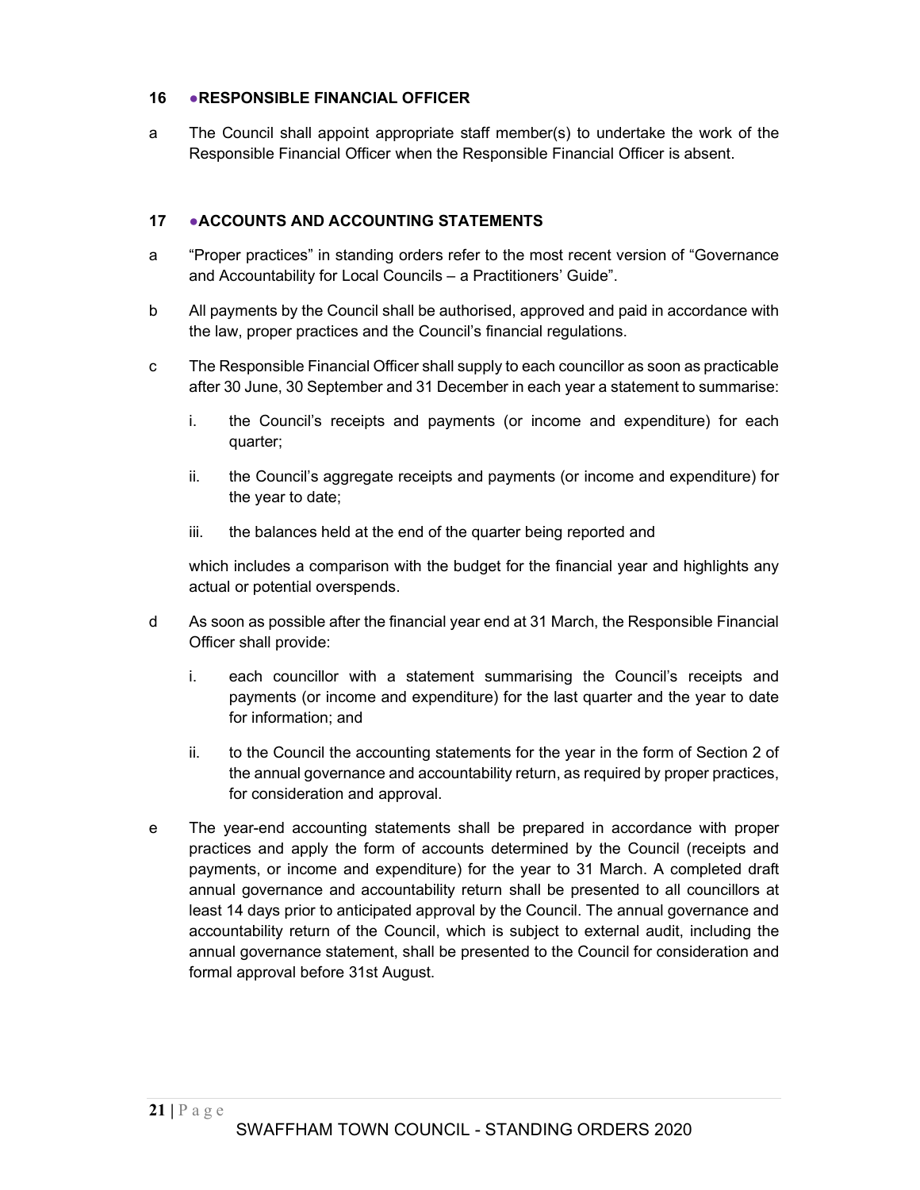## 16 ●RESPONSIBLE FINANCIAL OFFICER

a The Council shall appoint appropriate staff member(s) to undertake the work of the Responsible Financial Officer when the Responsible Financial Officer is absent.

## 17 ●ACCOUNTS AND ACCOUNTING STATEMENTS

a "Proper practices" in standing orders refer to the most recent version of "Governance and Accountability for Local Councils – a Practitioners' Guide".

b All payments by the Council shall be authorised, approved and paid in accordance with the law, proper practices and the Council's financial regulations.

c The Responsible Financial Officer shall supply to each councillor as soon as practicable after 30 June, 30 September and 31 December in each year a statement to summarise:

   i. the Council's receipts and payments (or income and expenditure) for each quarter;

   ii. the Council's aggregate receipts and payments (or income and expenditure) for the year to date;

   iii. the balances held at the end of the quarter being reported and

   which includes a comparison with the budget for the financial year and highlights any actual or potential overspends.

d As soon as possible after the financial year end at 31 March, the Responsible Financial Officer shall provide:

   i. each councillor with a statement summarising the Council's receipts and payments (or income and expenditure) for the last quarter and the year to date for information; and

   ii. to the Council the accounting statements for the year in the form of Section 2 of the annual governance and accountability return, as required by proper practices, for consideration and approval.

e The year-end accounting statements shall be prepared in accordance with proper practices and apply the form of accounts determined by the Council (receipts and payments, or income and expenditure) for the year to 31 March. A completed draft annual governance and accountability return shall be presented to all councillors at least 14 days prior to anticipated approval by the Council. The annual governance and accountability return of the Council, which is subject to external audit, including the annual governance statement, shall be presented to the Council for consideration and formal approval before 31st August.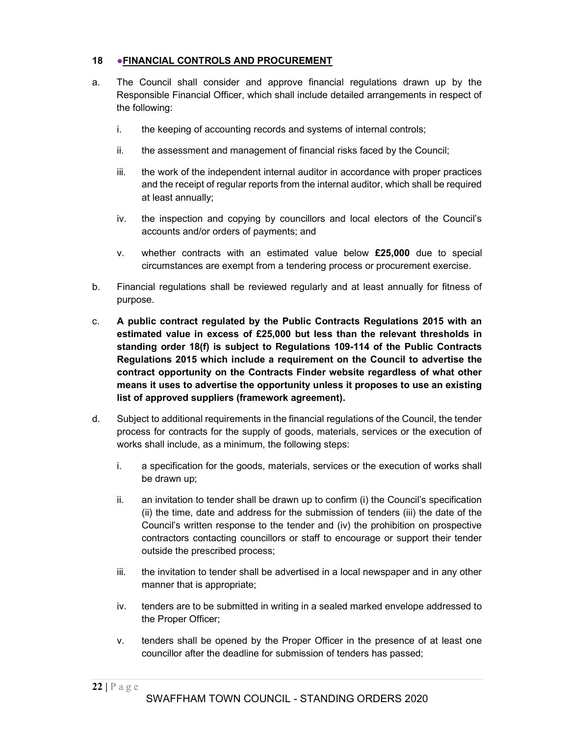## 18 ●**FINANCIAL CONTROLS AND PROCUREMENT**

a. The Council shall consider and approve financial regulations drawn up by the Responsible Financial Officer, which shall include detailed arrangements in respect of the following:

   i. the keeping of accounting records and systems of internal controls;

   ii. the assessment and management of financial risks faced by the Council;

   iii. the work of the independent internal auditor in accordance with proper practices and the receipt of regular reports from the internal auditor, which shall be required at least annually;

   iv. the inspection and copying by councillors and local electors of the Council's accounts and/or orders of payments; and

   v. whether contracts with an estimated value below **£25,000** due to special circumstances are exempt from a tendering process or procurement exercise.

b. Financial regulations shall be reviewed regularly and at least annually for fitness of purpose.

c. **A public contract regulated by the Public Contracts Regulations 2015 with an estimated value in excess of £25,000 but less than the relevant thresholds in standing order 18(f) is subject to Regulations 109-114 of the Public Contracts Regulations 2015 which include a requirement on the Council to advertise the contract opportunity on the Contracts Finder website regardless of what other means it uses to advertise the opportunity unless it proposes to use an existing list of approved suppliers (framework agreement).**

d. Subject to additional requirements in the financial regulations of the Council, the tender process for contracts for the supply of goods, materials, services or the execution of works shall include, as a minimum, the following steps:

   i. a specification for the goods, materials, services or the execution of works shall be drawn up;

   ii. an invitation to tender shall be drawn up to confirm (i) the Council's specification (ii) the time, date and address for the submission of tenders (iii) the date of the Council's written response to the tender and (iv) the prohibition on prospective contractors contacting councillors or staff to encourage or support their tender outside the prescribed process;

   iii. the invitation to tender shall be advertised in a local newspaper and in any other manner that is appropriate;

   iv. tenders are to be submitted in writing in a sealed marked envelope addressed to the Proper Officer;

   v. tenders shall be opened by the Proper Officer in the presence of at least one councillor after the deadline for submission of tenders has passed;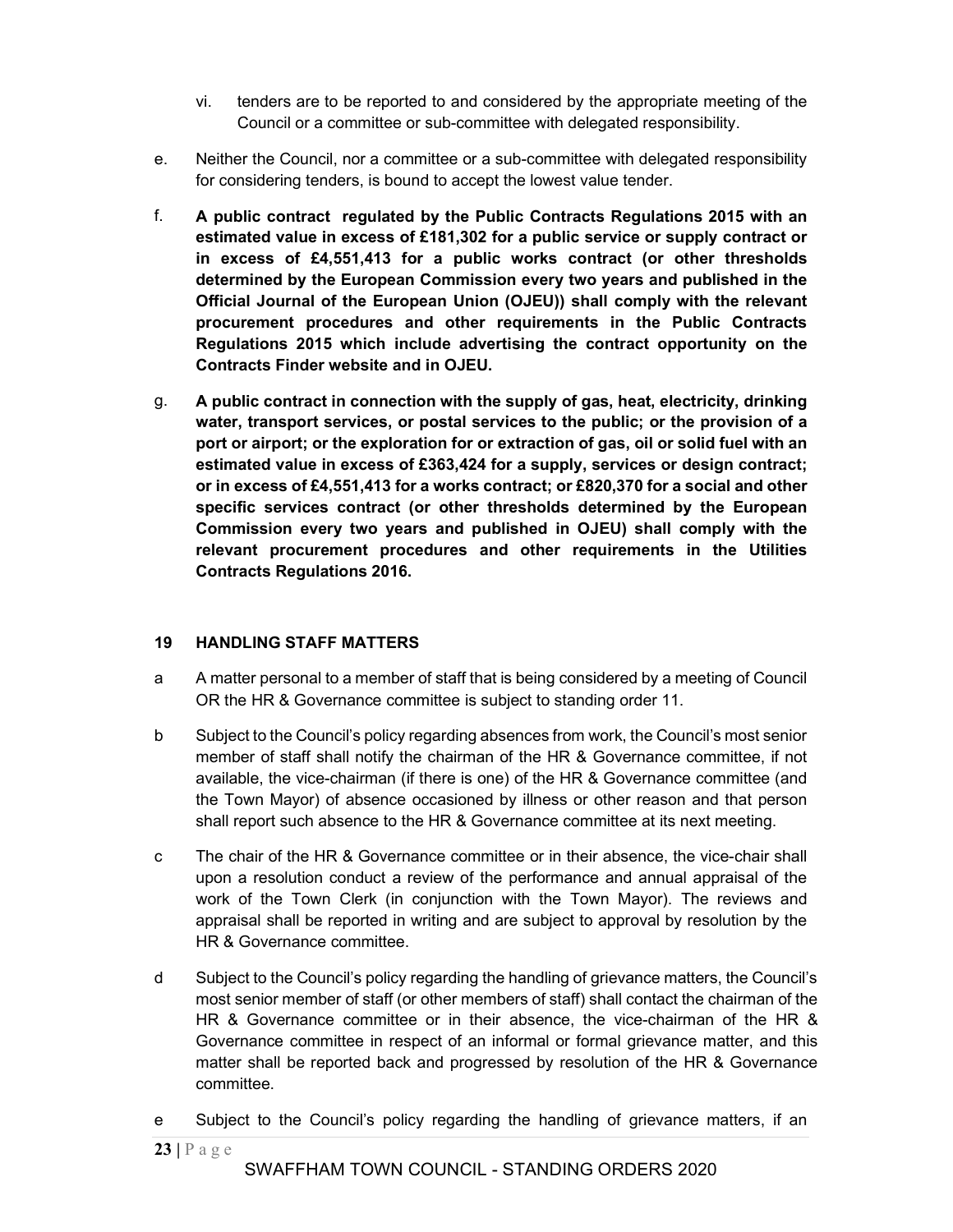vi. tenders are to be reported to and considered by the appropriate meeting of the Council or a committee or sub-committee with delegated responsibility.

e. Neither the Council, nor a committee or a sub-committee with delegated responsibility for considering tenders, is bound to accept the lowest value tender.

f. **A public contract regulated by the Public Contracts Regulations 2015 with an estimated value in excess of £181,302 for a public service or supply contract or in excess of £4,551,413 for a public works contract (or other thresholds determined by the European Commission every two years and published in the Official Journal of the European Union (OJEU)) shall comply with the relevant procurement procedures and other requirements in the Public Contracts Regulations 2015 which include advertising the contract opportunity on the Contracts Finder website and in OJEU.**

g. **A public contract in connection with the supply of gas, heat, electricity, drinking water, transport services, or postal services to the public; or the provision of a port or airport; or the exploration for or extraction of gas, oil or solid fuel with an estimated value in excess of £363,424 for a supply, services or design contract; or in excess of £4,551,413 for a works contract; or £820,370 for a social and other specific services contract (or other thresholds determined by the European Commission every two years and published in OJEU) shall comply with the relevant procurement procedures and other requirements in the Utilities Contracts Regulations 2016.**

## 19 HANDLING STAFF MATTERS

a A matter personal to a member of staff that is being considered by a meeting of Council OR the HR & Governance committee is subject to standing order 11.

b Subject to the Council's policy regarding absences from work, the Council's most senior member of staff shall notify the chairman of the HR & Governance committee, if not available, the vice-chairman (if there is one) of the HR & Governance committee (and the Town Mayor) of absence occasioned by illness or other reason and that person shall report such absence to the HR & Governance committee at its next meeting.

c The chair of the HR & Governance committee or in their absence, the vice-chair shall upon a resolution conduct a review of the performance and annual appraisal of the work of the Town Clerk (in conjunction with the Town Mayor). The reviews and appraisal shall be reported in writing and are subject to approval by resolution by the HR & Governance committee.

d Subject to the Council's policy regarding the handling of grievance matters, the Council's most senior member of staff (or other members of staff) shall contact the chairman of the HR & Governance committee or in their absence, the vice-chairman of the HR & Governance committee in respect of an informal or formal grievance matter, and this matter shall be reported back and progressed by resolution of the HR & Governance committee.

e Subject to the Council's policy regarding the handling of grievance matters, if an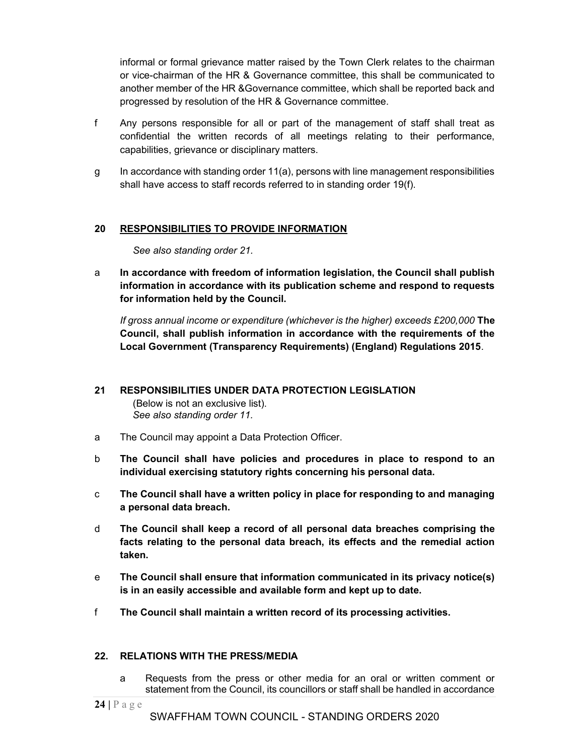informal or formal grievance matter raised by the Town Clerk relates to the chairman or vice-chairman of the HR & Governance committee, this shall be communicated to another member of the HR &Governance committee, which shall be reported back and progressed by resolution of the HR & Governance committee.

f Any persons responsible for all or part of the management of staff shall treat as confidential the written records of all meetings relating to their performance, capabilities, grievance or disciplinary matters.

g In accordance with standing order 11(a), persons with line management responsibilities shall have access to staff records referred to in standing order 19(f).

## 20 RESPONSIBILITIES TO PROVIDE INFORMATION

*See also standing order 21.*

a **In accordance with freedom of information legislation, the Council shall publish information in accordance with its publication scheme and respond to requests for information held by the Council.**

*If gross annual income or expenditure (whichever is the higher) exceeds £200,000* **The Council, shall publish information in accordance with the requirements of the Local Government (Transparency Requirements) (England) Regulations 2015**.

## 21 RESPONSIBILITIES UNDER DATA PROTECTION LEGISLATION

(Below is not an exclusive list).
*See also standing order 11.*

a The Council may appoint a Data Protection Officer.

b **The Council shall have policies and procedures in place to respond to an individual exercising statutory rights concerning his personal data.**

c **The Council shall have a written policy in place for responding to and managing a personal data breach.**

d **The Council shall keep a record of all personal data breaches comprising the facts relating to the personal data breach, its effects and the remedial action taken.**

e **The Council shall ensure that information communicated in its privacy notice(s) is in an easily accessible and available form and kept up to date.**

f **The Council shall maintain a written record of its processing activities.**

## 22. RELATIONS WITH THE PRESS/MEDIA

a Requests from the press or other media for an oral or written comment or statement from the Council, its councillors or staff shall be handled in accordance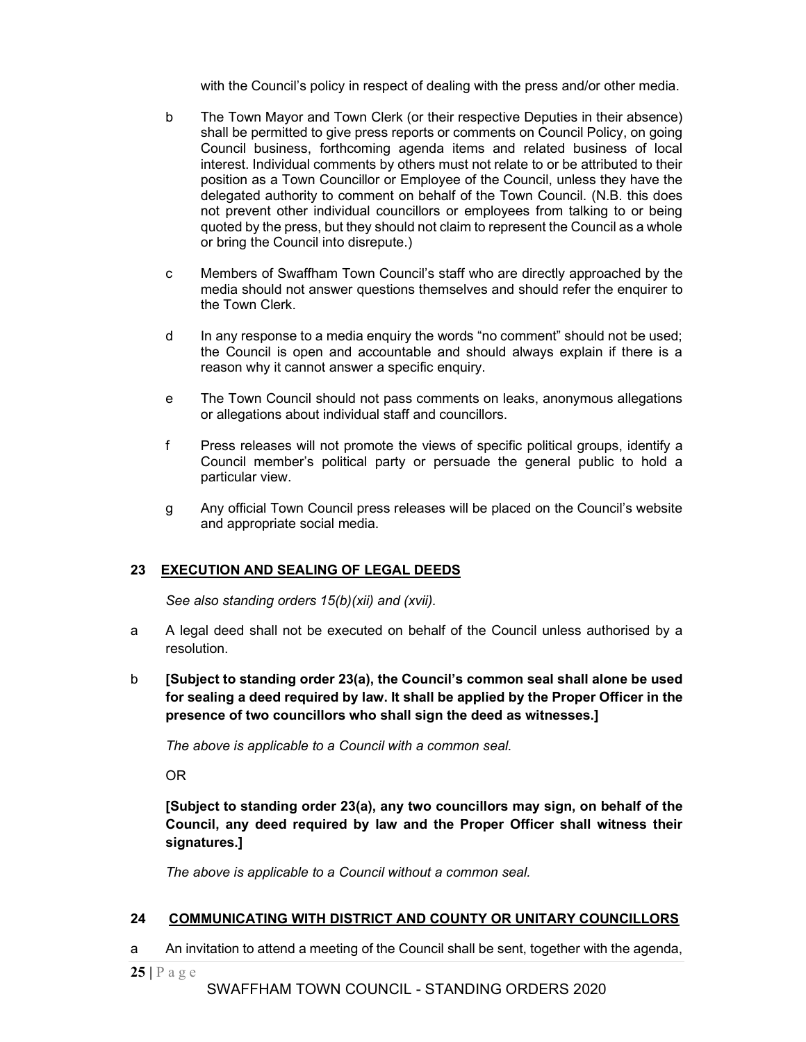with the Council's policy in respect of dealing with the press and/or other media.

b The Town Mayor and Town Clerk (or their respective Deputies in their absence) shall be permitted to give press reports or comments on Council Policy, on going Council business, forthcoming agenda items and related business of local interest. Individual comments by others must not relate to or be attributed to their position as a Town Councillor or Employee of the Council, unless they have the delegated authority to comment on behalf of the Town Council. (N.B. this does not prevent other individual councillors or employees from talking to or being quoted by the press, but they should not claim to represent the Council as a whole or bring the Council into disrepute.)

c Members of Swaffham Town Council's staff who are directly approached by the media should not answer questions themselves and should refer the enquirer to the Town Clerk.

d In any response to a media enquiry the words "no comment" should not be used; the Council is open and accountable and should always explain if there is a reason why it cannot answer a specific enquiry.

e The Town Council should not pass comments on leaks, anonymous allegations or allegations about individual staff and councillors.

f Press releases will not promote the views of specific political groups, identify a Council member's political party or persuade the general public to hold a particular view.

g Any official Town Council press releases will be placed on the Council's website and appropriate social media.

## 23 EXECUTION AND SEALING OF LEGAL DEEDS

*See also standing orders 15(b)(xii) and (xvii).*

a A legal deed shall not be executed on behalf of the Council unless authorised by a resolution.

b **[Subject to standing order 23(a), the Council's common seal shall alone be used for sealing a deed required by law. It shall be applied by the Proper Officer in the presence of two councillors who shall sign the deed as witnesses.]**

*The above is applicable to a Council with a common seal.*

OR

**[Subject to standing order 23(a), any two councillors may sign, on behalf of the Council, any deed required by law and the Proper Officer shall witness their signatures.]**

*The above is applicable to a Council without a common seal.*

## 24 COMMUNICATING WITH DISTRICT AND COUNTY OR UNITARY COUNCILLORS

a An invitation to attend a meeting of the Council shall be sent, together with the agenda,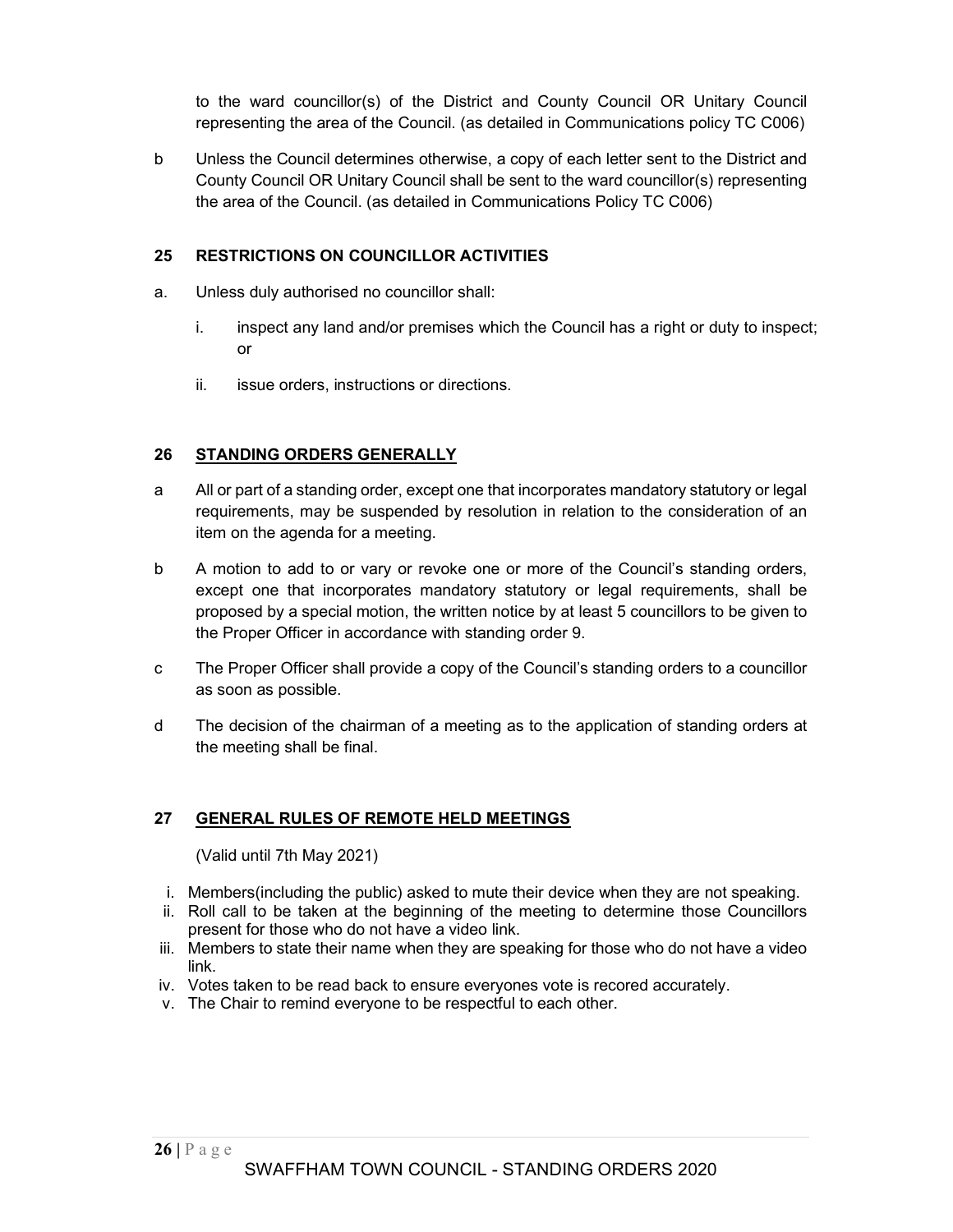to the ward councillor(s) of the District and County Council OR Unitary Council representing the area of the Council. (as detailed in Communications policy TC C006)

b Unless the Council determines otherwise, a copy of each letter sent to the District and County Council OR Unitary Council shall be sent to the ward councillor(s) representing the area of the Council. (as detailed in Communications Policy TC C006)

## 25 RESTRICTIONS ON COUNCILLOR ACTIVITIES

a. Unless duly authorised no councillor shall:

   i. inspect any land and/or premises which the Council has a right or duty to inspect; or

   ii. issue orders, instructions or directions.

## 26 STANDING ORDERS GENERALLY

a All or part of a standing order, except one that incorporates mandatory statutory or legal requirements, may be suspended by resolution in relation to the consideration of an item on the agenda for a meeting.

b A motion to add to or vary or revoke one or more of the Council's standing orders, except one that incorporates mandatory statutory or legal requirements, shall be proposed by a special motion, the written notice by at least 5 councillors to be given to the Proper Officer in accordance with standing order 9.

c The Proper Officer shall provide a copy of the Council's standing orders to a councillor as soon as possible.

d The decision of the chairman of a meeting as to the application of standing orders at the meeting shall be final.

## 27 GENERAL RULES OF REMOTE HELD MEETINGS

(Valid until 7th May 2021)

i. Members(including the public) asked to mute their device when they are not speaking.
ii. Roll call to be taken at the beginning of the meeting to determine those Councillors present for those who do not have a video link.
iii. Members to state their name when they are speaking for those who do not have a video link.
iv. Votes taken to be read back to ensure everyones vote is recored accurately.
v. The Chair to remind everyone to be respectful to each other.